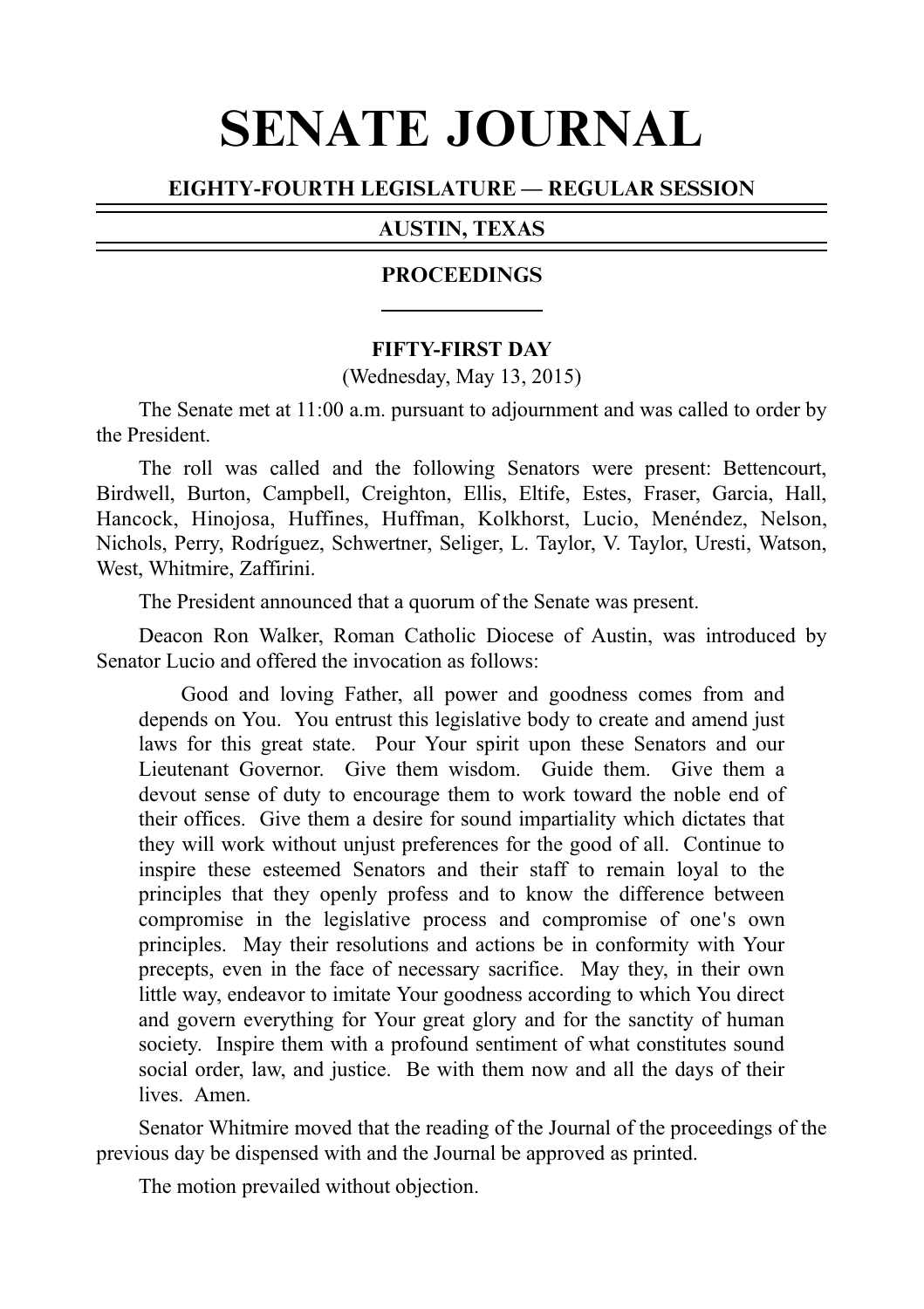# SENATE JOURNAL

## EIGHTY-FOURTH LEGISLATURE — REGULAR SESSION

## AUSTIN, TEXAS

## PROCEEDINGS

### FIFTY-FIRST DAY

(Wednesday, May 13, 2015)

The Senate met at 11:00 a.m. pursuant to adjournment and was called to order by the President.

The roll was called and the following Senators were present: Bettencourt, Birdwell, Burton, Campbell, Creighton, Ellis, Eltife, Estes, Fraser, Garcia, Hall, Hancock, Hinojosa, Huffines, Huffman, Kolkhorst, Lucio, Menéndez, Nelson, Nichols, Perry, Rodríguez, Schwertner, Seliger, L. Taylor, V. Taylor, Uresti, Watson, West, Whitmire, Zaffirini.

The President announced that a quorum of the Senate was present.

Deacon Ron Walker, Roman Catholic Diocese of Austin, was introduced by Senator Lucio and offered the invocation as follows:

> Good and loving Father, all power and goodness comes from and depends on You. You entrust this legislative body to create and amend just laws for this great state. Pour Your spirit upon these Senators and our Lieutenant Governor. Give them wisdom. Guide them. Give them a devout sense of duty to encourage them to work toward the noble end of their offices. Give them a desire for sound impartiality which dictates that they will work without unjust preferences for the good of all. Continue to inspire these esteemed Senators and their staff to remain loyal to the principles that they openly profess and to know the difference between compromise in the legislative process and compromise of one's own principles. May their resolutions and actions be in conformity with Your precepts, even in the face of necessary sacrifice. May they, in their own little way, endeavor to imitate Your goodness according to which You direct and govern everything for Your great glory and for the sanctity of human society. Inspire them with a profound sentiment of what constitutes sound social order, law, and justice. Be with them now and all the days of their lives. Amen.

Senator Whitmire moved that the reading of the Journal of the proceedings of the previous day be dispensed with and the Journal be approved as printed.

The motion prevailed without objection.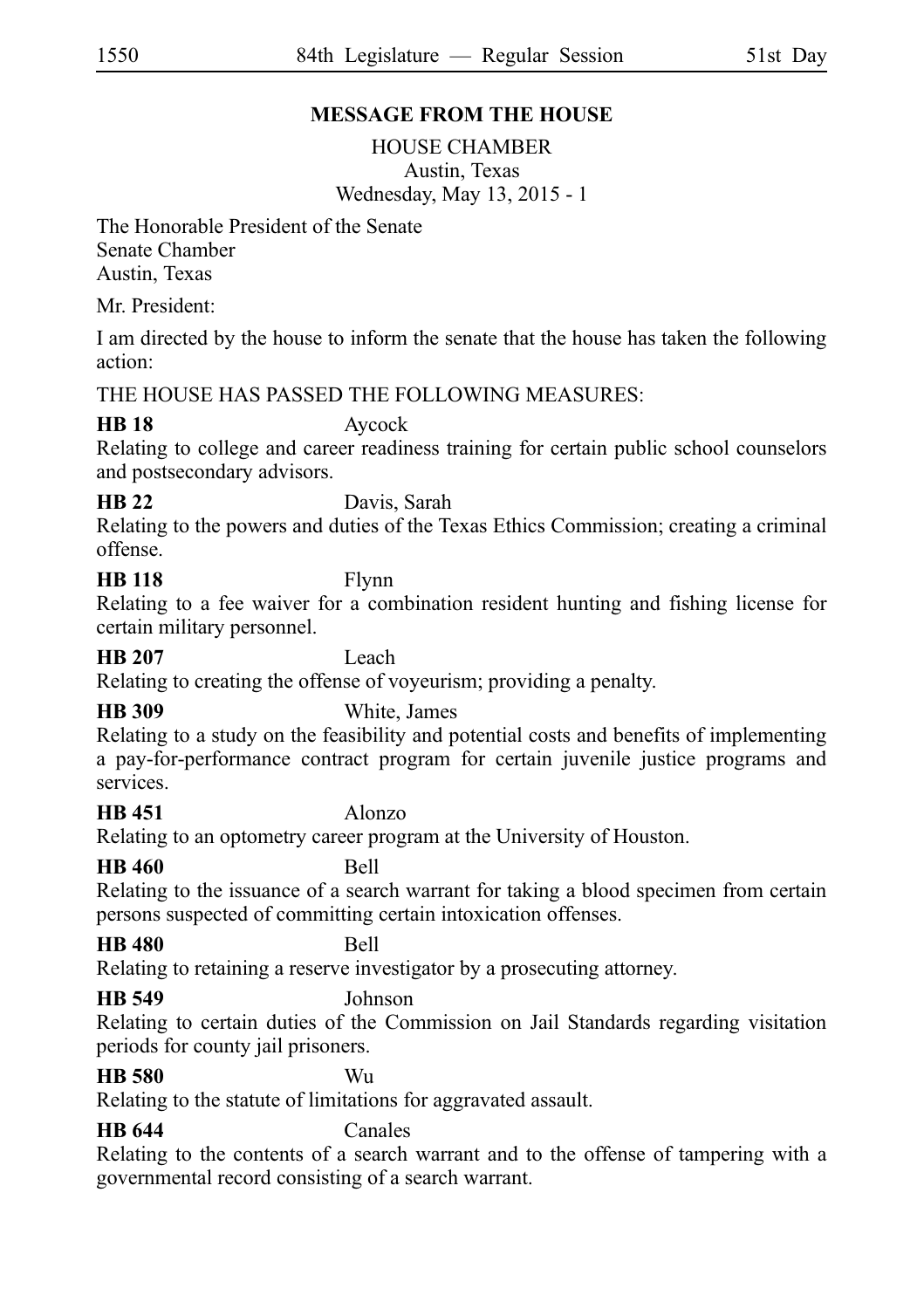## MESSAGE FROM THE HOUSE

HOUSE CHAMBER
Austin, Texas
Wednesday, May 13, 2015 - 1

The Honorable President of the Senate
Senate Chamber
Austin, Texas

Mr. President:

I am directed by the house to inform the senate that the house has taken the following action:

THE HOUSE HAS PASSED THE FOLLOWING MEASURES:

**HB 18** Aycock
Relating to college and career readiness training for certain public school counselors and postsecondary advisors.

**HB 22** Davis, Sarah
Relating to the powers and duties of the Texas Ethics Commission; creating a criminal offense.

**HB 118** Flynn
Relating to a fee waiver for a combination resident hunting and fishing license for certain military personnel.

**HB 207** Leach
Relating to creating the offense of voyeurism; providing a penalty.

**HB 309** White, James
Relating to a study on the feasibility and potential costs and benefits of implementing a pay-for-performance contract program for certain juvenile justice programs and services.

**HB 451** Alonzo
Relating to an optometry career program at the University of Houston.

**HB 460** Bell
Relating to the issuance of a search warrant for taking a blood specimen from certain persons suspected of committing certain intoxication offenses.

**HB 480** Bell
Relating to retaining a reserve investigator by a prosecuting attorney.

**HB 549** Johnson
Relating to certain duties of the Commission on Jail Standards regarding visitation periods for county jail prisoners.

**HB 580** Wu
Relating to the statute of limitations for aggravated assault.

**HB 644** Canales
Relating to the contents of a search warrant and to the offense of tampering with a governmental record consisting of a search warrant.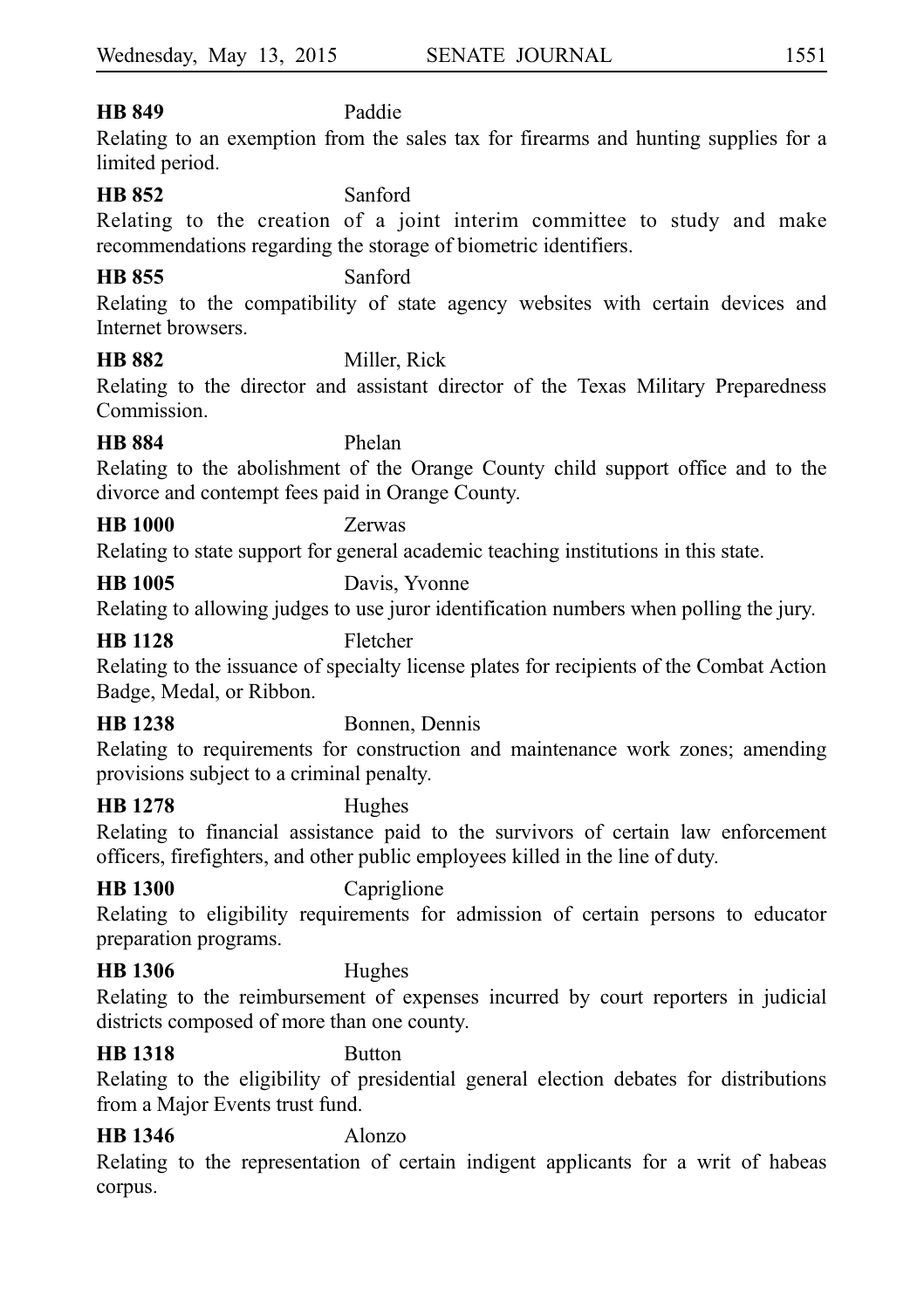**HB 849** Paddie

Relating to an exemption from the sales tax for firearms and hunting supplies for a limited period.

**HB 852** Sanford

Relating to the creation of a joint interim committee to study and make recommendations regarding the storage of biometric identifiers.

**HB 855** Sanford

Relating to the compatibility of state agency websites with certain devices and Internet browsers.

**HB 882** Miller, Rick

Relating to the director and assistant director of the Texas Military Preparedness Commission.

**HB 884** Phelan

Relating to the abolishment of the Orange County child support office and to the divorce and contempt fees paid in Orange County.

**HB 1000** Zerwas

Relating to state support for general academic teaching institutions in this state.

**HB 1005** Davis, Yvonne

Relating to allowing judges to use juror identification numbers when polling the jury.

**HB 1128** Fletcher

Relating to the issuance of specialty license plates for recipients of the Combat Action Badge, Medal, or Ribbon.

**HB 1238** Bonnen, Dennis

Relating to requirements for construction and maintenance work zones; amending provisions subject to a criminal penalty.

**HB 1278** Hughes

Relating to financial assistance paid to the survivors of certain law enforcement officers, firefighters, and other public employees killed in the line of duty.

**HB 1300** Capriglione

Relating to eligibility requirements for admission of certain persons to educator preparation programs.

**HB 1306** Hughes

Relating to the reimbursement of expenses incurred by court reporters in judicial districts composed of more than one county.

**HB 1318** Button

Relating to the eligibility of presidential general election debates for distributions from a Major Events trust fund.

**HB 1346** Alonzo

Relating to the representation of certain indigent applicants for a writ of habeas corpus.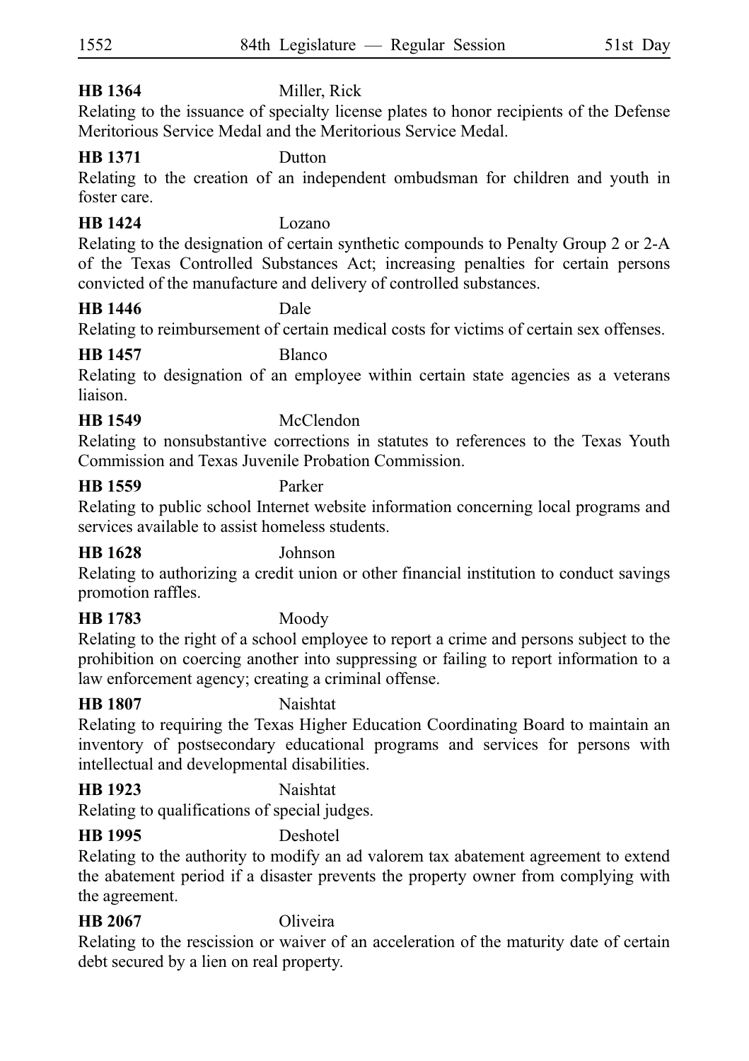**HB 1364** Miller, Rick

Relating to the issuance of specialty license plates to honor recipients of the Defense Meritorious Service Medal and the Meritorious Service Medal.

**HB 1371** Dutton

Relating to the creation of an independent ombudsman for children and youth in foster care.

**HB 1424** Lozano

Relating to the designation of certain synthetic compounds to Penalty Group 2 or 2-A of the Texas Controlled Substances Act; increasing penalties for certain persons convicted of the manufacture and delivery of controlled substances.

**HB 1446** Dale

Relating to reimbursement of certain medical costs for victims of certain sex offenses.

**HB 1457** Blanco

Relating to designation of an employee within certain state agencies as a veterans liaison.

**HB 1549** McClendon

Relating to nonsubstantive corrections in statutes to references to the Texas Youth Commission and Texas Juvenile Probation Commission.

**HB 1559** Parker

Relating to public school Internet website information concerning local programs and services available to assist homeless students.

**HB 1628** Johnson

Relating to authorizing a credit union or other financial institution to conduct savings promotion raffles.

**HB 1783** Moody

Relating to the right of a school employee to report a crime and persons subject to the prohibition on coercing another into suppressing or failing to report information to a law enforcement agency; creating a criminal offense.

**HB 1807** Naishtat

Relating to requiring the Texas Higher Education Coordinating Board to maintain an inventory of postsecondary educational programs and services for persons with intellectual and developmental disabilities.

**HB 1923** Naishtat

Relating to qualifications of special judges.

**HB 1995** Deshotel

Relating to the authority to modify an ad valorem tax abatement agreement to extend the abatement period if a disaster prevents the property owner from complying with the agreement.

**HB 2067** Oliveira

Relating to the rescission or waiver of an acceleration of the maturity date of certain debt secured by a lien on real property.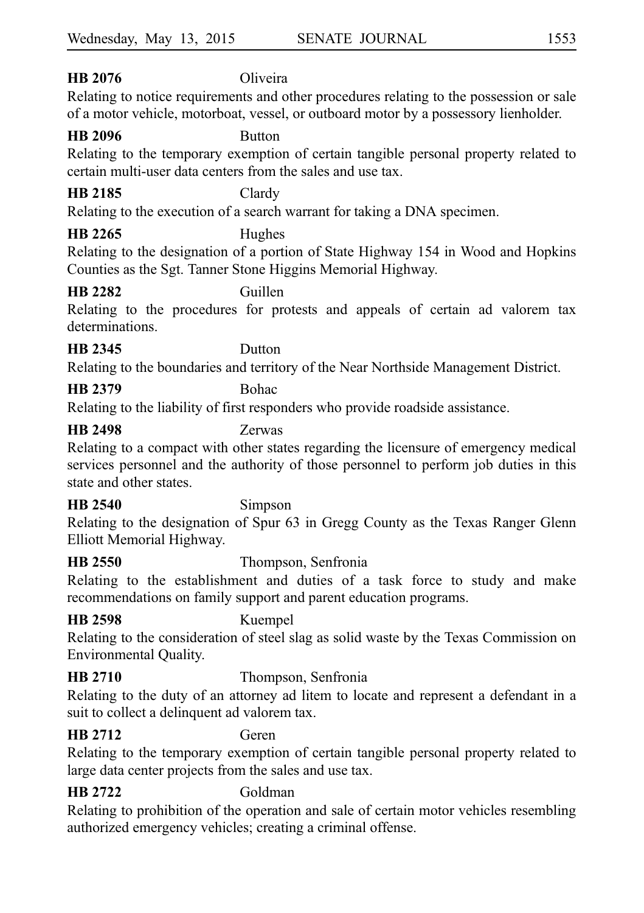**HB 2076** Oliveira

Relating to notice requirements and other procedures relating to the possession or sale of a motor vehicle, motorboat, vessel, or outboard motor by a possessory lienholder.

**HB 2096** Button

Relating to the temporary exemption of certain tangible personal property related to certain multi-user data centers from the sales and use tax.

**HB 2185** Clardy

Relating to the execution of a search warrant for taking a DNA specimen.

**HB 2265** Hughes

Relating to the designation of a portion of State Highway 154 in Wood and Hopkins Counties as the Sgt. Tanner Stone Higgins Memorial Highway.

**HB 2282** Guillen

Relating to the procedures for protests and appeals of certain ad valorem tax determinations.

**HB 2345** Dutton

Relating to the boundaries and territory of the Near Northside Management District.

**HB 2379** Bohac

Relating to the liability of first responders who provide roadside assistance.

**HB 2498** Zerwas

Relating to a compact with other states regarding the licensure of emergency medical services personnel and the authority of those personnel to perform job duties in this state and other states.

**HB 2540** Simpson

Relating to the designation of Spur 63 in Gregg County as the Texas Ranger Glenn Elliott Memorial Highway.

**HB 2550** Thompson, Senfronia

Relating to the establishment and duties of a task force to study and make recommendations on family support and parent education programs.

**HB 2598** Kuempel

Relating to the consideration of steel slag as solid waste by the Texas Commission on Environmental Quality.

**HB 2710** Thompson, Senfronia

Relating to the duty of an attorney ad litem to locate and represent a defendant in a suit to collect a delinquent ad valorem tax.

**HB 2712** Geren

Relating to the temporary exemption of certain tangible personal property related to large data center projects from the sales and use tax.

**HB 2722** Goldman

Relating to prohibition of the operation and sale of certain motor vehicles resembling authorized emergency vehicles; creating a criminal offense.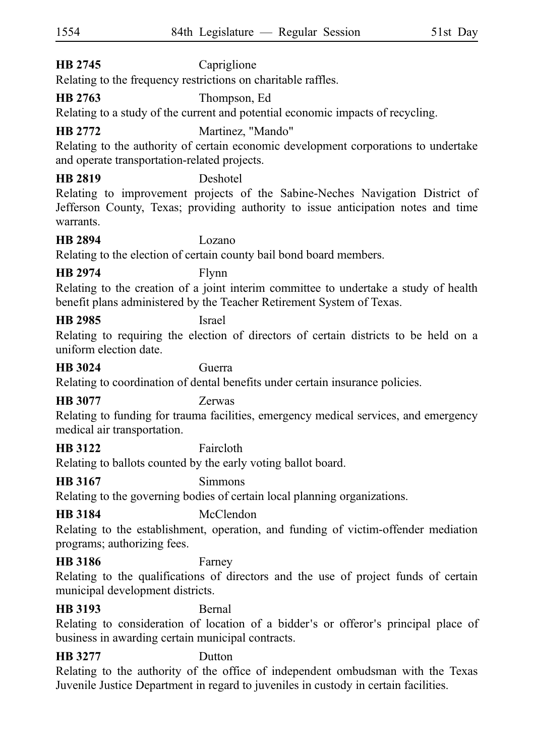**HB 2745** Capriglione
Relating to the frequency restrictions on charitable raffles.

**HB 2763** Thompson, Ed
Relating to a study of the current and potential economic impacts of recycling.

**HB 2772** Martinez, "Mando"
Relating to the authority of certain economic development corporations to undertake and operate transportation-related projects.

**HB 2819** Deshotel
Relating to improvement projects of the Sabine-Neches Navigation District of Jefferson County, Texas; providing authority to issue anticipation notes and time warrants.

**HB 2894** Lozano
Relating to the election of certain county bail bond board members.

**HB 2974** Flynn
Relating to the creation of a joint interim committee to undertake a study of health benefit plans administered by the Teacher Retirement System of Texas.

**HB 2985** Israel
Relating to requiring the election of directors of certain districts to be held on a uniform election date.

**HB 3024** Guerra
Relating to coordination of dental benefits under certain insurance policies.

**HB 3077** Zerwas
Relating to funding for trauma facilities, emergency medical services, and emergency medical air transportation.

**HB 3122** Faircloth
Relating to ballots counted by the early voting ballot board.

**HB 3167** Simmons
Relating to the governing bodies of certain local planning organizations.

**HB 3184** McClendon
Relating to the establishment, operation, and funding of victim-offender mediation programs; authorizing fees.

**HB 3186** Farney
Relating to the qualifications of directors and the use of project funds of certain municipal development districts.

**HB 3193** Bernal
Relating to consideration of location of a bidder's or offeror's principal place of business in awarding certain municipal contracts.

**HB 3277** Dutton
Relating to the authority of the office of independent ombudsman with the Texas Juvenile Justice Department in regard to juveniles in custody in certain facilities.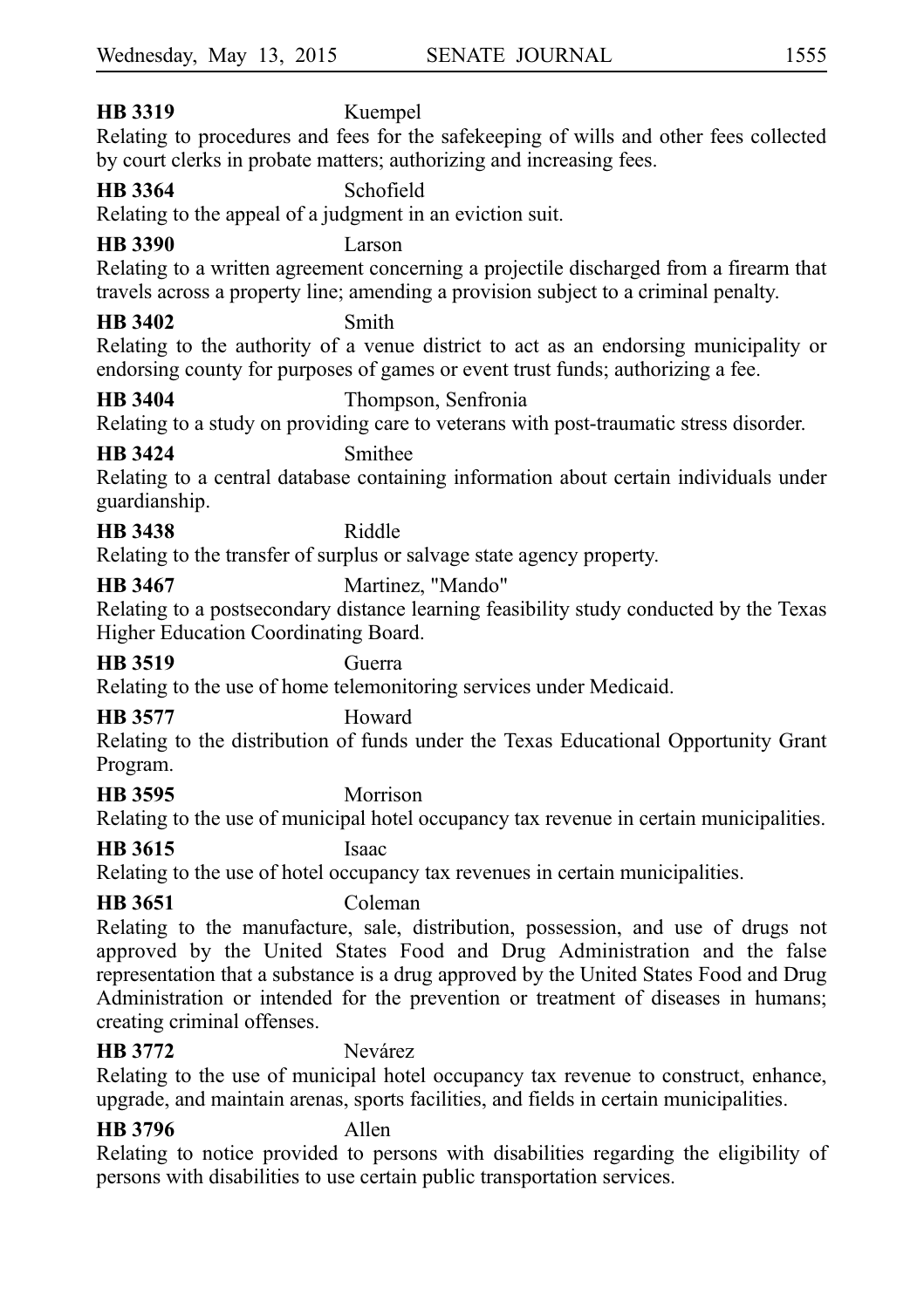**HB 3319** Kuempel
Relating to procedures and fees for the safekeeping of wills and other fees collected by court clerks in probate matters; authorizing and increasing fees.

**HB 3364** Schofield
Relating to the appeal of a judgment in an eviction suit.

**HB 3390** Larson
Relating to a written agreement concerning a projectile discharged from a firearm that travels across a property line; amending a provision subject to a criminal penalty.

**HB 3402** Smith
Relating to the authority of a venue district to act as an endorsing municipality or endorsing county for purposes of games or event trust funds; authorizing a fee.

**HB 3404** Thompson, Senfronia
Relating to a study on providing care to veterans with post-traumatic stress disorder.

**HB 3424** Smithee
Relating to a central database containing information about certain individuals under guardianship.

**HB 3438** Riddle
Relating to the transfer of surplus or salvage state agency property.

**HB 3467** Martinez, "Mando"
Relating to a postsecondary distance learning feasibility study conducted by the Texas Higher Education Coordinating Board.

**HB 3519** Guerra
Relating to the use of home telemonitoring services under Medicaid.

**HB 3577** Howard
Relating to the distribution of funds under the Texas Educational Opportunity Grant Program.

**HB 3595** Morrison
Relating to the use of municipal hotel occupancy tax revenue in certain municipalities.

**HB 3615** Isaac
Relating to the use of hotel occupancy tax revenues in certain municipalities.

**HB 3651** Coleman
Relating to the manufacture, sale, distribution, possession, and use of drugs not approved by the United States Food and Drug Administration and the false representation that a substance is a drug approved by the United States Food and Drug Administration or intended for the prevention or treatment of diseases in humans; creating criminal offenses.

**HB 3772** Nevárez
Relating to the use of municipal hotel occupancy tax revenue to construct, enhance, upgrade, and maintain arenas, sports facilities, and fields in certain municipalities.

**HB 3796** Allen
Relating to notice provided to persons with disabilities regarding the eligibility of persons with disabilities to use certain public transportation services.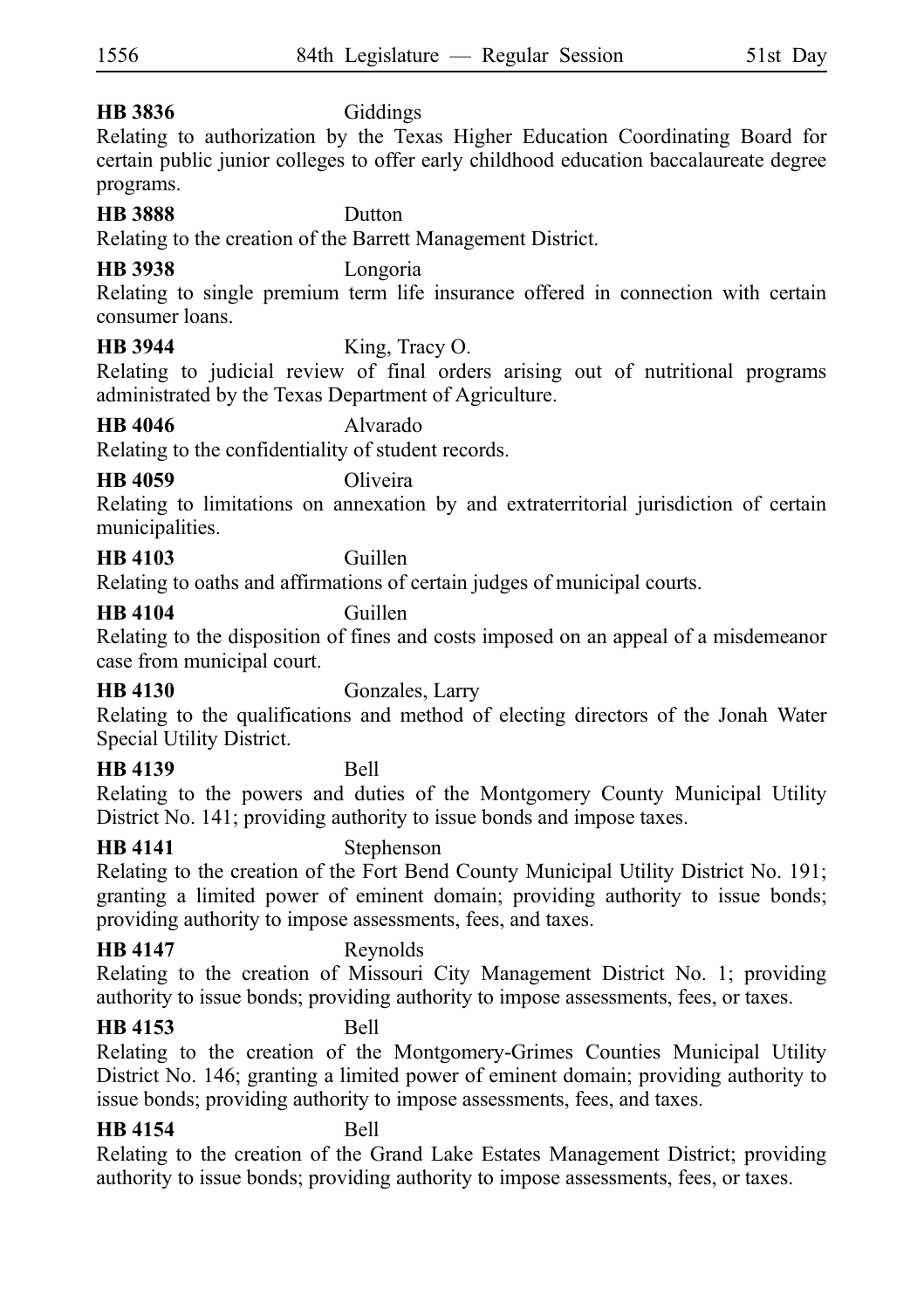**HB 3836** Giddings

Relating to authorization by the Texas Higher Education Coordinating Board for certain public junior colleges to offer early childhood education baccalaureate degree programs.

**HB 3888** Dutton

Relating to the creation of the Barrett Management District.

**HB 3938** Longoria

Relating to single premium term life insurance offered in connection with certain consumer loans.

**HB 3944** King, Tracy O.

Relating to judicial review of final orders arising out of nutritional programs administrated by the Texas Department of Agriculture.

**HB 4046** Alvarado

Relating to the confidentiality of student records.

**HB 4059** Oliveira

Relating to limitations on annexation by and extraterritorial jurisdiction of certain municipalities.

**HB 4103** Guillen

Relating to oaths and affirmations of certain judges of municipal courts.

**HB 4104** Guillen

Relating to the disposition of fines and costs imposed on an appeal of a misdemeanor case from municipal court.

**HB 4130** Gonzales, Larry

Relating to the qualifications and method of electing directors of the Jonah Water Special Utility District.

**HB 4139** Bell

Relating to the powers and duties of the Montgomery County Municipal Utility District No. 141; providing authority to issue bonds and impose taxes.

**HB 4141** Stephenson

Relating to the creation of the Fort Bend County Municipal Utility District No. 191; granting a limited power of eminent domain; providing authority to issue bonds; providing authority to impose assessments, fees, and taxes.

**HB 4147** Reynolds

Relating to the creation of Missouri City Management District No. 1; providing authority to issue bonds; providing authority to impose assessments, fees, or taxes.

**HB 4153** Bell

Relating to the creation of the Montgomery-Grimes Counties Municipal Utility District No. 146; granting a limited power of eminent domain; providing authority to issue bonds; providing authority to impose assessments, fees, and taxes.

**HB 4154** Bell

Relating to the creation of the Grand Lake Estates Management District; providing authority to issue bonds; providing authority to impose assessments, fees, or taxes.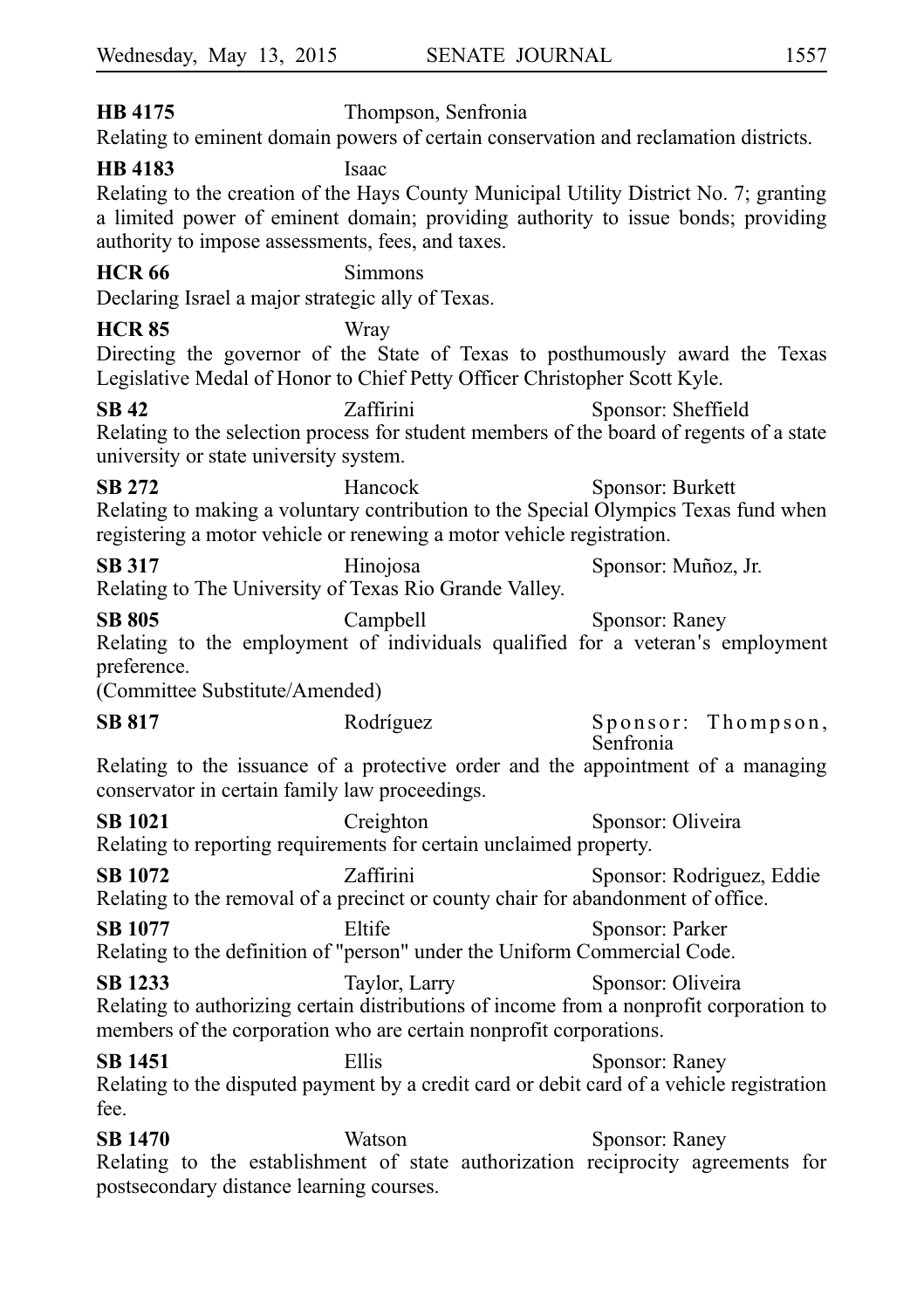**HB 4175** Thompson, Senfronia

Relating to eminent domain powers of certain conservation and reclamation districts.

**HB 4183** Isaac

Relating to the creation of the Hays County Municipal Utility District No. 7; granting a limited power of eminent domain; providing authority to issue bonds; providing authority to impose assessments, fees, and taxes.

**HCR 66** Simmons

Declaring Israel a major strategic ally of Texas.

**HCR 85** Wray

Directing the governor of the State of Texas to posthumously award the Texas Legislative Medal of Honor to Chief Petty Officer Christopher Scott Kyle.

**SB 42** Zaffirini Sponsor: Sheffield

Relating to the selection process for student members of the board of regents of a state university or state university system.

**SB 272** Hancock Sponsor: Burkett

Relating to making a voluntary contribution to the Special Olympics Texas fund when registering a motor vehicle or renewing a motor vehicle registration.

**SB 317** Hinojosa Sponsor: Muñoz, Jr.

Relating to The University of Texas Rio Grande Valley.

**SB 805** Campbell Sponsor: Raney

Relating to the employment of individuals qualified for a veteran's employment preference.

(Committee Substitute/Amended)

**SB 817** Rodríguez Sponsor: Thompson, Senfronia

Relating to the issuance of a protective order and the appointment of a managing conservator in certain family law proceedings.

**SB 1021** Creighton Sponsor: Oliveira

Relating to reporting requirements for certain unclaimed property.

**SB 1072** Zaffirini Sponsor: Rodriguez, Eddie

Relating to the removal of a precinct or county chair for abandonment of office.

**SB 1077** Eltife Sponsor: Parker

Relating to the definition of "person" under the Uniform Commercial Code.

**SB 1233** Taylor, Larry Sponsor: Oliveira

Relating to authorizing certain distributions of income from a nonprofit corporation to members of the corporation who are certain nonprofit corporations.

**SB 1451** Ellis Sponsor: Raney

Relating to the disputed payment by a credit card or debit card of a vehicle registration fee.

**SB 1470** Watson Sponsor: Raney

Relating to the establishment of state authorization reciprocity agreements for postsecondary distance learning courses.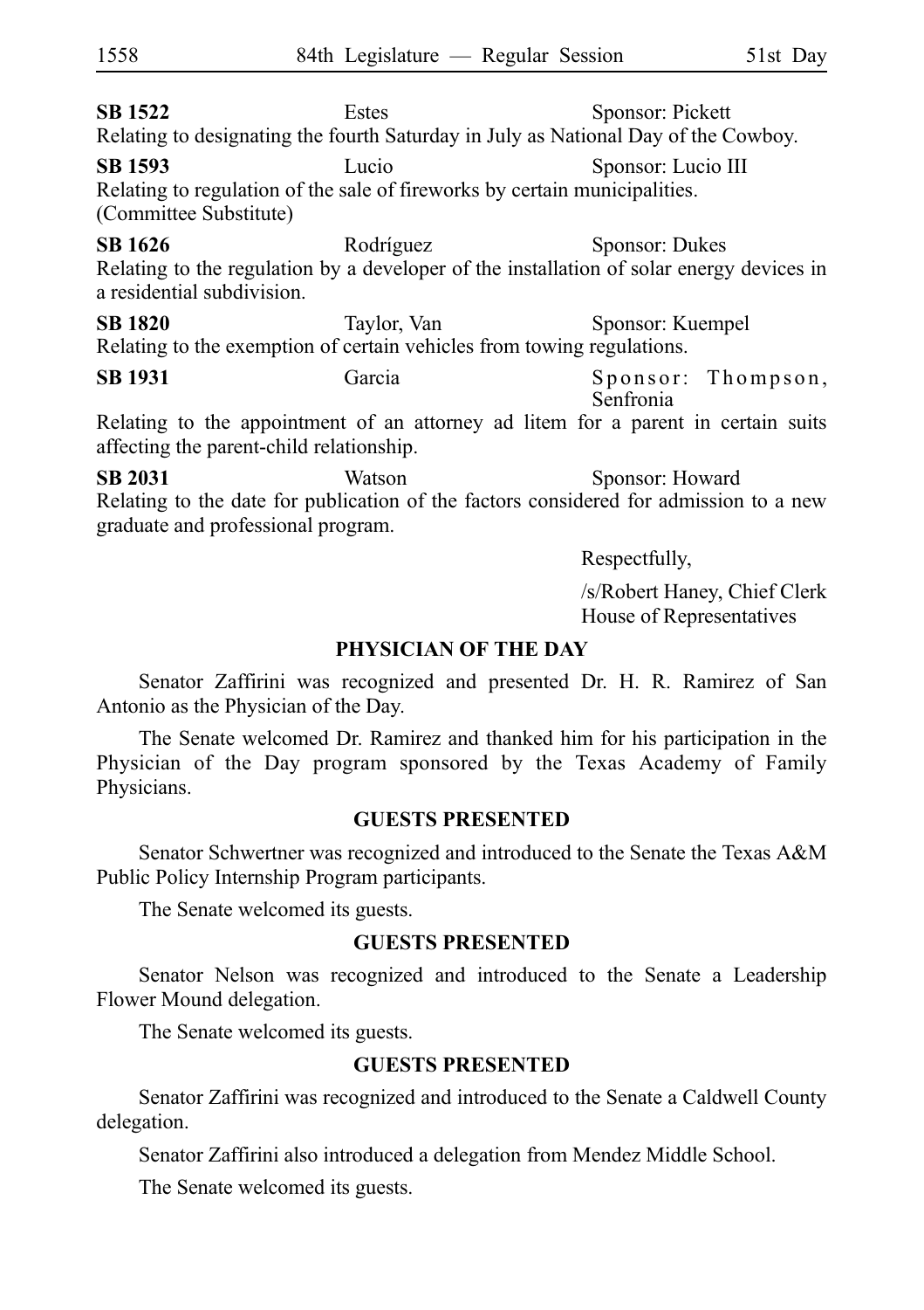**SB 1522** Estes Sponsor: Pickett
Relating to designating the fourth Saturday in July as National Day of the Cowboy.

**SB 1593** Lucio Sponsor: Lucio III
Relating to regulation of the sale of fireworks by certain municipalities.
(Committee Substitute)

**SB 1626** Rodríguez Sponsor: Dukes
Relating to the regulation by a developer of the installation of solar energy devices in a residential subdivision.

**SB 1820** Taylor, Van Sponsor: Kuempel
Relating to the exemption of certain vehicles from towing regulations.

**SB 1931** Garcia Sponsor: Thompson, Senfronia
Relating to the appointment of an attorney ad litem for a parent in certain suits affecting the parent-child relationship.

**SB 2031** Watson Sponsor: Howard
Relating to the date for publication of the factors considered for admission to a new graduate and professional program.

Respectfully,

/s/Robert Haney, Chief Clerk
House of Representatives

## PHYSICIAN OF THE DAY

Senator Zaffirini was recognized and presented Dr. H. R. Ramirez of San Antonio as the Physician of the Day.

The Senate welcomed Dr. Ramirez and thanked him for his participation in the Physician of the Day program sponsored by the Texas Academy of Family Physicians.

## GUESTS PRESENTED

Senator Schwertner was recognized and introduced to the Senate the Texas A&M Public Policy Internship Program participants.

The Senate welcomed its guests.

## GUESTS PRESENTED

Senator Nelson was recognized and introduced to the Senate a Leadership Flower Mound delegation.

The Senate welcomed its guests.

## GUESTS PRESENTED

Senator Zaffirini was recognized and introduced to the Senate a Caldwell County delegation.

Senator Zaffirini also introduced a delegation from Mendez Middle School.

The Senate welcomed its guests.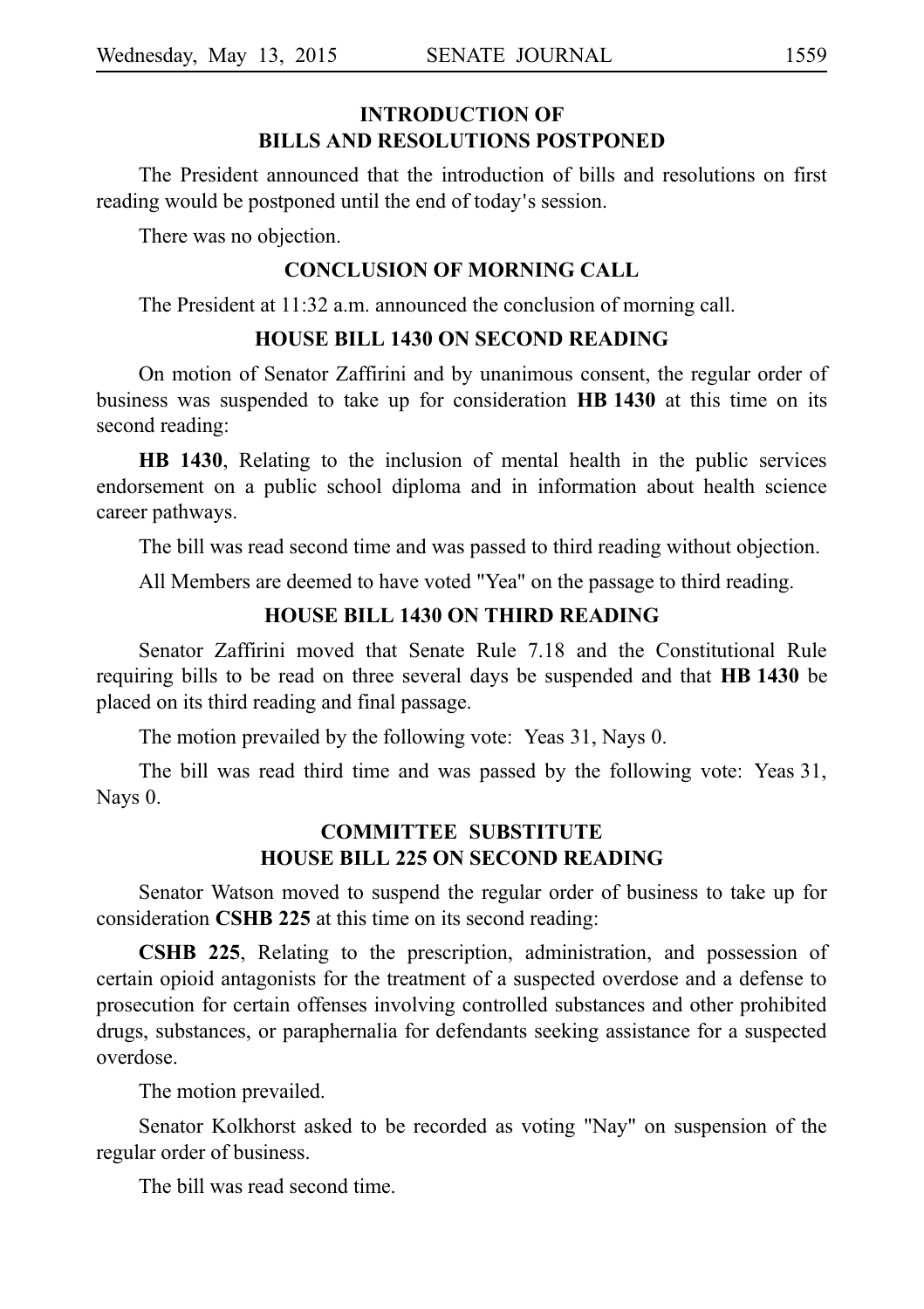## INTRODUCTION OF BILLS AND RESOLUTIONS POSTPONED

The President announced that the introduction of bills and resolutions on first reading would be postponed until the end of today's session.

There was no objection.

## CONCLUSION OF MORNING CALL

The President at 11:32 a.m. announced the conclusion of morning call.

## HOUSE BILL 1430 ON SECOND READING

On motion of Senator Zaffirini and by unanimous consent, the regular order of business was suspended to take up for consideration **HB 1430** at this time on its second reading:

**HB 1430**, Relating to the inclusion of mental health in the public services endorsement on a public school diploma and in information about health science career pathways.

The bill was read second time and was passed to third reading without objection.

All Members are deemed to have voted "Yea" on the passage to third reading.

## HOUSE BILL 1430 ON THIRD READING

Senator Zaffirini moved that Senate Rule 7.18 and the Constitutional Rule requiring bills to be read on three several days be suspended and that **HB 1430** be placed on its third reading and final passage.

The motion prevailed by the following vote: Yeas 31, Nays 0.

The bill was read third time and was passed by the following vote: Yeas 31, Nays 0.

## COMMITTEE SUBSTITUTE HOUSE BILL 225 ON SECOND READING

Senator Watson moved to suspend the regular order of business to take up for consideration **CSHB 225** at this time on its second reading:

**CSHB 225**, Relating to the prescription, administration, and possession of certain opioid antagonists for the treatment of a suspected overdose and a defense to prosecution for certain offenses involving controlled substances and other prohibited drugs, substances, or paraphernalia for defendants seeking assistance for a suspected overdose.

The motion prevailed.

Senator Kolkhorst asked to be recorded as voting "Nay" on suspension of the regular order of business.

The bill was read second time.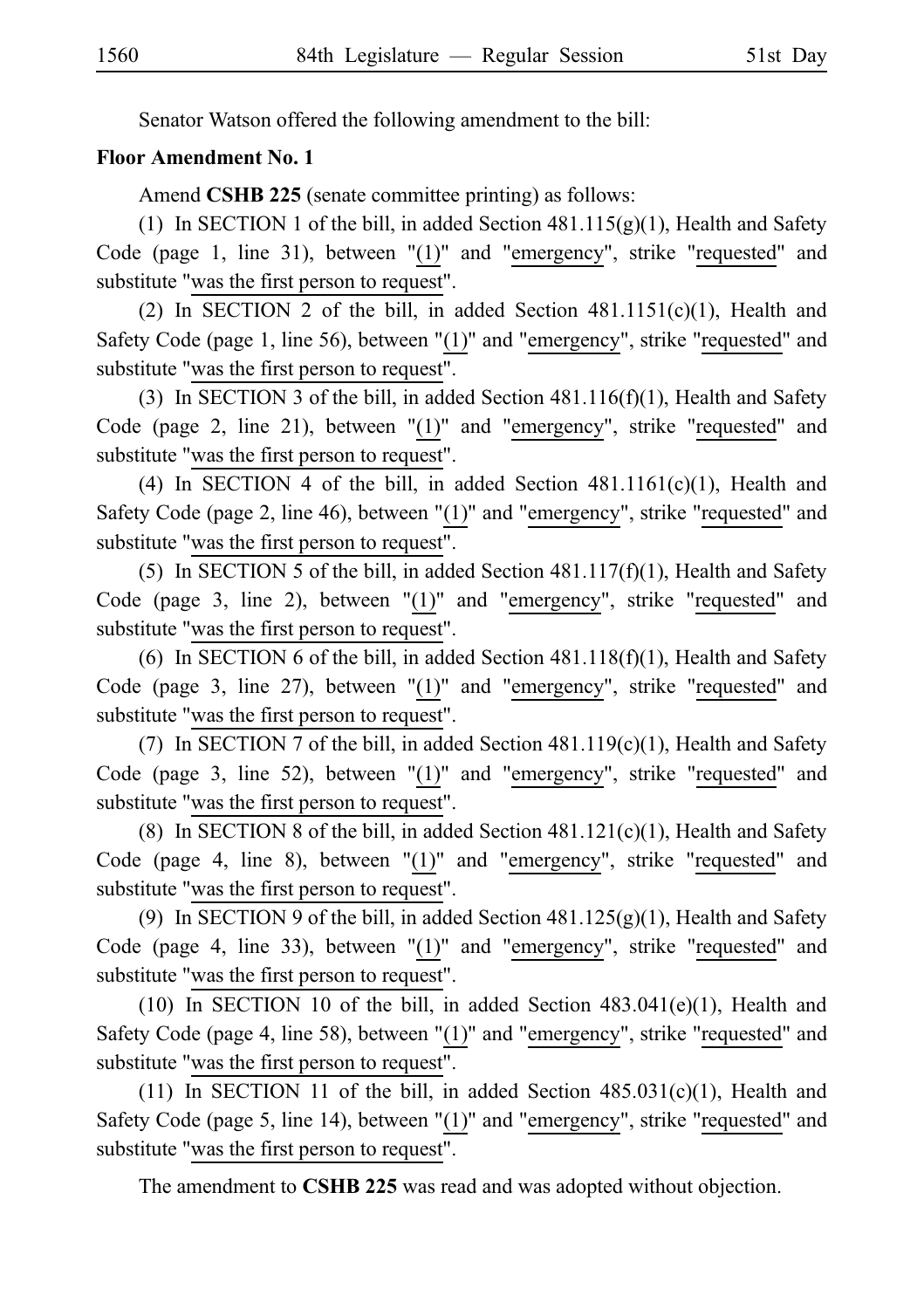Senator Watson offered the following amendment to the bill:

**Floor Amendment No. 1**

Amend **CSHB 225** (senate committee printing) as follows:

(1) In SECTION 1 of the bill, in added Section 481.115(g)(1), Health and Safety Code (page 1, line 31), between "(1)" and "emergency", strike "requested" and substitute "was the first person to request".

(2) In SECTION 2 of the bill, in added Section 481.1151(c)(1), Health and Safety Code (page 1, line 56), between "(1)" and "emergency", strike "requested" and substitute "was the first person to request".

(3) In SECTION 3 of the bill, in added Section 481.116(f)(1), Health and Safety Code (page 2, line 21), between "(1)" and "emergency", strike "requested" and substitute "was the first person to request".

(4) In SECTION 4 of the bill, in added Section 481.1161(c)(1), Health and Safety Code (page 2, line 46), between "(1)" and "emergency", strike "requested" and substitute "was the first person to request".

(5) In SECTION 5 of the bill, in added Section 481.117(f)(1), Health and Safety Code (page 3, line 2), between "(1)" and "emergency", strike "requested" and substitute "was the first person to request".

(6) In SECTION 6 of the bill, in added Section 481.118(f)(1), Health and Safety Code (page 3, line 27), between "(1)" and "emergency", strike "requested" and substitute "was the first person to request".

(7) In SECTION 7 of the bill, in added Section 481.119(c)(1), Health and Safety Code (page 3, line 52), between "(1)" and "emergency", strike "requested" and substitute "was the first person to request".

(8) In SECTION 8 of the bill, in added Section 481.121(c)(1), Health and Safety Code (page 4, line 8), between "(1)" and "emergency", strike "requested" and substitute "was the first person to request".

(9) In SECTION 9 of the bill, in added Section 481.125(g)(1), Health and Safety Code (page 4, line 33), between "(1)" and "emergency", strike "requested" and substitute "was the first person to request".

(10) In SECTION 10 of the bill, in added Section 483.041(e)(1), Health and Safety Code (page 4, line 58), between "(1)" and "emergency", strike "requested" and substitute "was the first person to request".

(11) In SECTION 11 of the bill, in added Section 485.031(c)(1), Health and Safety Code (page 5, line 14), between "(1)" and "emergency", strike "requested" and substitute "was the first person to request".

The amendment to **CSHB 225** was read and was adopted without objection.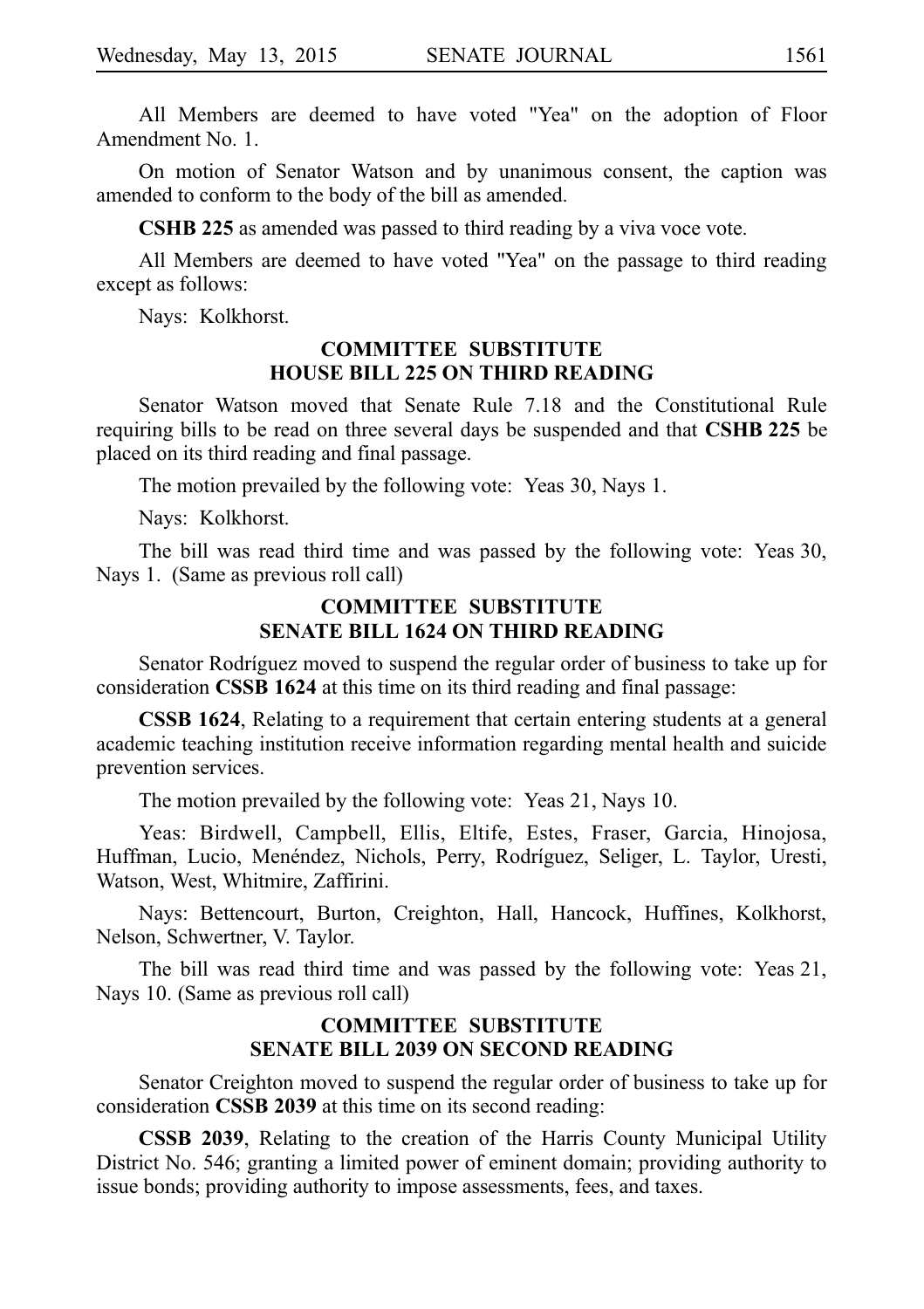All Members are deemed to have voted "Yea" on the adoption of Floor Amendment No. 1.

On motion of Senator Watson and by unanimous consent, the caption was amended to conform to the body of the bill as amended.

**CSHB 225** as amended was passed to third reading by a viva voce vote.

All Members are deemed to have voted "Yea" on the passage to third reading except as follows:

Nays: Kolkhorst.

## COMMITTEE SUBSTITUTE HOUSE BILL 225 ON THIRD READING

Senator Watson moved that Senate Rule 7.18 and the Constitutional Rule requiring bills to be read on three several days be suspended and that **CSHB 225** be placed on its third reading and final passage.

The motion prevailed by the following vote: Yeas 30, Nays 1.

Nays: Kolkhorst.

The bill was read third time and was passed by the following vote: Yeas 30, Nays 1. (Same as previous roll call)

## COMMITTEE SUBSTITUTE SENATE BILL 1624 ON THIRD READING

Senator Rodríguez moved to suspend the regular order of business to take up for consideration **CSSB 1624** at this time on its third reading and final passage:

**CSSB 1624**, Relating to a requirement that certain entering students at a general academic teaching institution receive information regarding mental health and suicide prevention services.

The motion prevailed by the following vote: Yeas 21, Nays 10.

Yeas: Birdwell, Campbell, Ellis, Eltife, Estes, Fraser, Garcia, Hinojosa, Huffman, Lucio, Menéndez, Nichols, Perry, Rodríguez, Seliger, L. Taylor, Uresti, Watson, West, Whitmire, Zaffirini.

Nays: Bettencourt, Burton, Creighton, Hall, Hancock, Huffines, Kolkhorst, Nelson, Schwertner, V. Taylor.

The bill was read third time and was passed by the following vote: Yeas 21, Nays 10. (Same as previous roll call)

## COMMITTEE SUBSTITUTE SENATE BILL 2039 ON SECOND READING

Senator Creighton moved to suspend the regular order of business to take up for consideration **CSSB 2039** at this time on its second reading:

**CSSB 2039**, Relating to the creation of the Harris County Municipal Utility District No. 546; granting a limited power of eminent domain; providing authority to issue bonds; providing authority to impose assessments, fees, and taxes.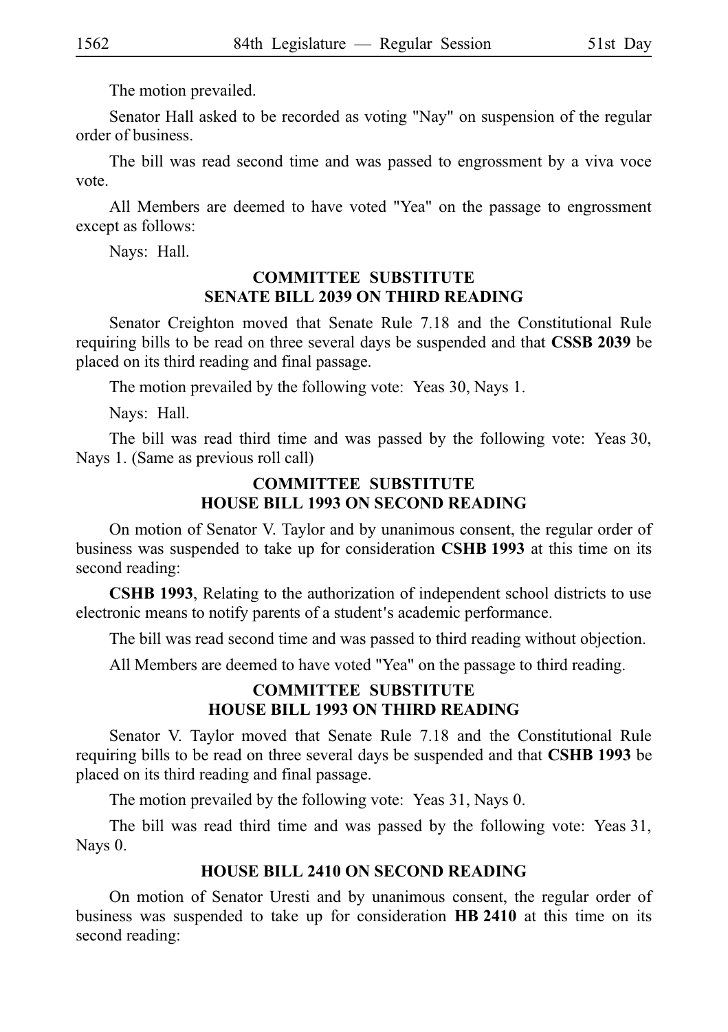The motion prevailed.

Senator Hall asked to be recorded as voting "Nay" on suspension of the regular order of business.

The bill was read second time and was passed to engrossment by a viva voce vote.

All Members are deemed to have voted "Yea" on the passage to engrossment except as follows:

Nays: Hall.

## COMMITTEE SUBSTITUTE SENATE BILL 2039 ON THIRD READING

Senator Creighton moved that Senate Rule 7.18 and the Constitutional Rule requiring bills to be read on three several days be suspended and that **CSSB 2039** be placed on its third reading and final passage.

The motion prevailed by the following vote: Yeas 30, Nays 1.

Nays: Hall.

The bill was read third time and was passed by the following vote: Yeas 30, Nays 1. (Same as previous roll call)

## COMMITTEE SUBSTITUTE HOUSE BILL 1993 ON SECOND READING

On motion of Senator V. Taylor and by unanimous consent, the regular order of business was suspended to take up for consideration **CSHB 1993** at this time on its second reading:

**CSHB 1993**, Relating to the authorization of independent school districts to use electronic means to notify parents of a student's academic performance.

The bill was read second time and was passed to third reading without objection.

All Members are deemed to have voted "Yea" on the passage to third reading.

## COMMITTEE SUBSTITUTE HOUSE BILL 1993 ON THIRD READING

Senator V. Taylor moved that Senate Rule 7.18 and the Constitutional Rule requiring bills to be read on three several days be suspended and that **CSHB 1993** be placed on its third reading and final passage.

The motion prevailed by the following vote: Yeas 31, Nays 0.

The bill was read third time and was passed by the following vote: Yeas 31, Nays 0.

## HOUSE BILL 2410 ON SECOND READING

On motion of Senator Uresti and by unanimous consent, the regular order of business was suspended to take up for consideration **HB 2410** at this time on its second reading: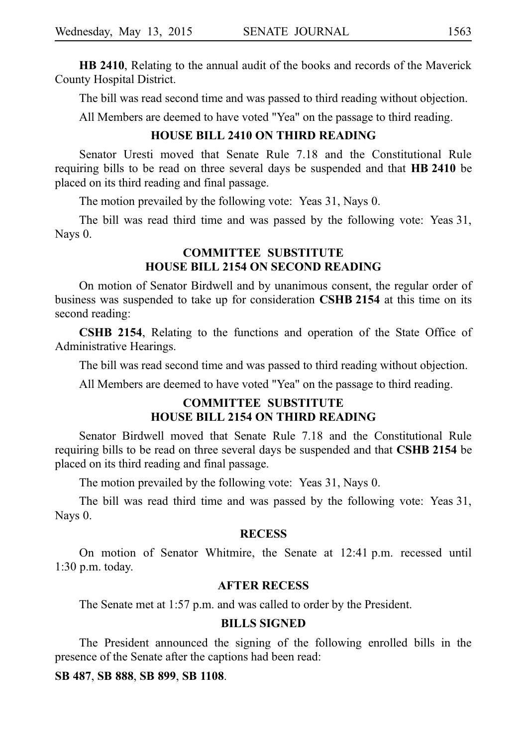**HB 2410**, Relating to the annual audit of the books and records of the Maverick County Hospital District.

The bill was read second time and was passed to third reading without objection.

All Members are deemed to have voted "Yea" on the passage to third reading.

### HOUSE BILL 2410 ON THIRD READING

Senator Uresti moved that Senate Rule 7.18 and the Constitutional Rule requiring bills to be read on three several days be suspended and that **HB 2410** be placed on its third reading and final passage.

The motion prevailed by the following vote: Yeas 31, Nays 0.

The bill was read third time and was passed by the following vote: Yeas 31, Nays 0.

### COMMITTEE SUBSTITUTE HOUSE BILL 2154 ON SECOND READING

On motion of Senator Birdwell and by unanimous consent, the regular order of business was suspended to take up for consideration **CSHB 2154** at this time on its second reading:

**CSHB 2154**, Relating to the functions and operation of the State Office of Administrative Hearings.

The bill was read second time and was passed to third reading without objection.

All Members are deemed to have voted "Yea" on the passage to third reading.

### COMMITTEE SUBSTITUTE HOUSE BILL 2154 ON THIRD READING

Senator Birdwell moved that Senate Rule 7.18 and the Constitutional Rule requiring bills to be read on three several days be suspended and that **CSHB 2154** be placed on its third reading and final passage.

The motion prevailed by the following vote: Yeas 31, Nays 0.

The bill was read third time and was passed by the following vote: Yeas 31, Nays 0.

### RECESS

On motion of Senator Whitmire, the Senate at 12:41 p.m. recessed until 1:30 p.m. today.

### AFTER RECESS

The Senate met at 1:57 p.m. and was called to order by the President.

### BILLS SIGNED

The President announced the signing of the following enrolled bills in the presence of the Senate after the captions had been read:

**SB 487**, **SB 888**, **SB 899**, **SB 1108**.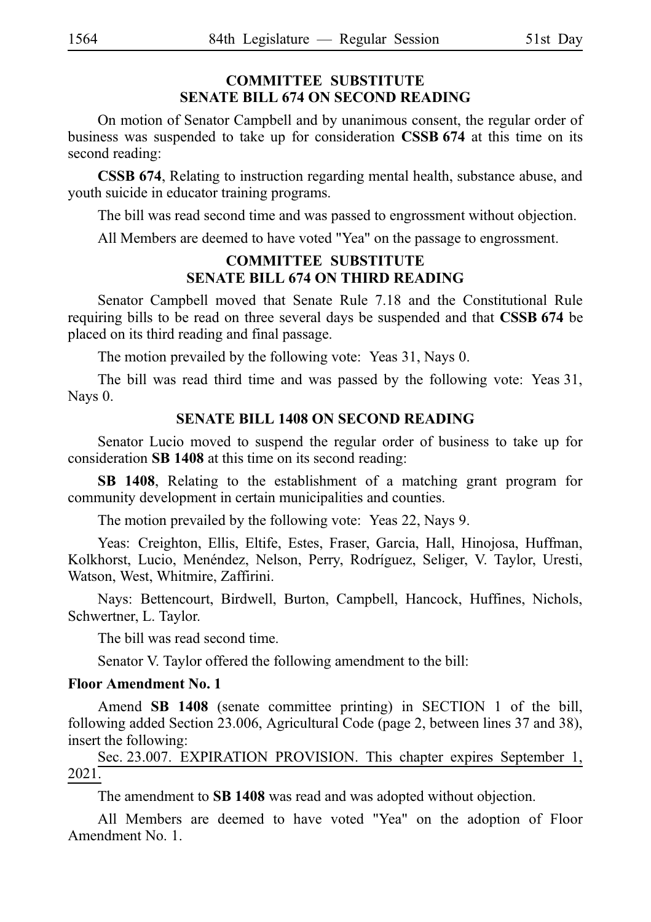## COMMITTEE SUBSTITUTE
## SENATE BILL 674 ON SECOND READING

On motion of Senator Campbell and by unanimous consent, the regular order of business was suspended to take up for consideration **CSSB 674** at this time on its second reading:

**CSSB 674**, Relating to instruction regarding mental health, substance abuse, and youth suicide in educator training programs.

The bill was read second time and was passed to engrossment without objection.

All Members are deemed to have voted "Yea" on the passage to engrossment.

## COMMITTEE SUBSTITUTE
## SENATE BILL 674 ON THIRD READING

Senator Campbell moved that Senate Rule 7.18 and the Constitutional Rule requiring bills to be read on three several days be suspended and that **CSSB 674** be placed on its third reading and final passage.

The motion prevailed by the following vote: Yeas 31, Nays 0.

The bill was read third time and was passed by the following vote: Yeas 31, Nays 0.

## SENATE BILL 1408 ON SECOND READING

Senator Lucio moved to suspend the regular order of business to take up for consideration **SB 1408** at this time on its second reading:

**SB 1408**, Relating to the establishment of a matching grant program for community development in certain municipalities and counties.

The motion prevailed by the following vote: Yeas 22, Nays 9.

Yeas: Creighton, Ellis, Eltife, Estes, Fraser, Garcia, Hall, Hinojosa, Huffman, Kolkhorst, Lucio, Menéndez, Nelson, Perry, Rodríguez, Seliger, V. Taylor, Uresti, Watson, West, Whitmire, Zaffirini.

Nays: Bettencourt, Birdwell, Burton, Campbell, Hancock, Huffines, Nichols, Schwertner, L. Taylor.

The bill was read second time.

Senator V. Taylor offered the following amendment to the bill:

**Floor Amendment No. 1**

Amend **SB 1408** (senate committee printing) in SECTION 1 of the bill, following added Section 23.006, Agricultural Code (page 2, between lines 37 and 38), insert the following:

<u>Sec. 23.007. EXPIRATION PROVISION. This chapter expires September 1, 2021.</u>

The amendment to **SB 1408** was read and was adopted without objection.

All Members are deemed to have voted "Yea" on the adoption of Floor Amendment No. 1.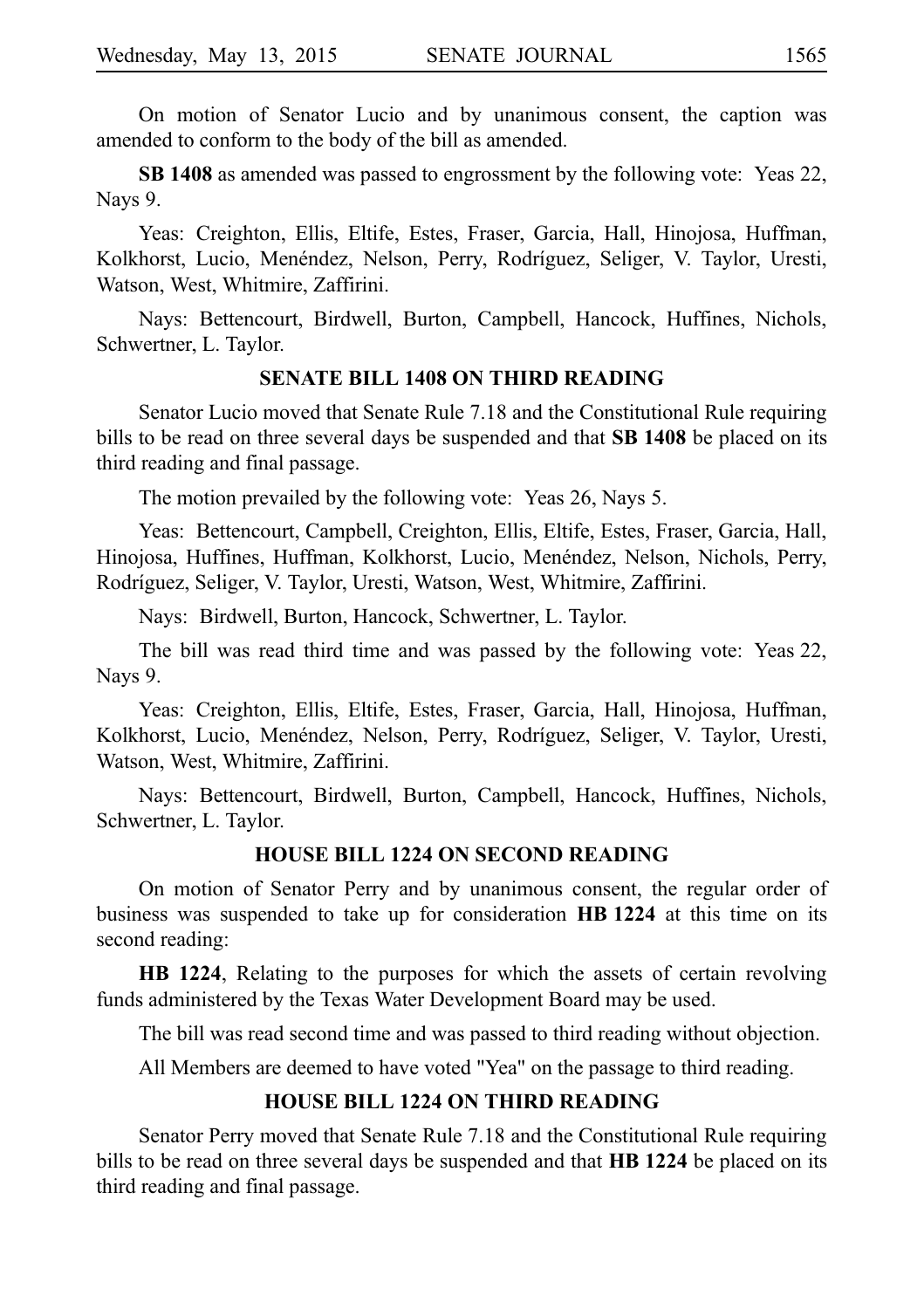On motion of Senator Lucio and by unanimous consent, the caption was amended to conform to the body of the bill as amended.

**SB 1408** as amended was passed to engrossment by the following vote: Yeas 22, Nays 9.

Yeas: Creighton, Ellis, Eltife, Estes, Fraser, Garcia, Hall, Hinojosa, Huffman, Kolkhorst, Lucio, Menéndez, Nelson, Perry, Rodríguez, Seliger, V. Taylor, Uresti, Watson, West, Whitmire, Zaffirini.

Nays: Bettencourt, Birdwell, Burton, Campbell, Hancock, Huffines, Nichols, Schwertner, L. Taylor.

## SENATE BILL 1408 ON THIRD READING

Senator Lucio moved that Senate Rule 7.18 and the Constitutional Rule requiring bills to be read on three several days be suspended and that **SB 1408** be placed on its third reading and final passage.

The motion prevailed by the following vote: Yeas 26, Nays 5.

Yeas: Bettencourt, Campbell, Creighton, Ellis, Eltife, Estes, Fraser, Garcia, Hall, Hinojosa, Huffines, Huffman, Kolkhorst, Lucio, Menéndez, Nelson, Nichols, Perry, Rodríguez, Seliger, V. Taylor, Uresti, Watson, West, Whitmire, Zaffirini.

Nays: Birdwell, Burton, Hancock, Schwertner, L. Taylor.

The bill was read third time and was passed by the following vote: Yeas 22, Nays 9.

Yeas: Creighton, Ellis, Eltife, Estes, Fraser, Garcia, Hall, Hinojosa, Huffman, Kolkhorst, Lucio, Menéndez, Nelson, Perry, Rodríguez, Seliger, V. Taylor, Uresti, Watson, West, Whitmire, Zaffirini.

Nays: Bettencourt, Birdwell, Burton, Campbell, Hancock, Huffines, Nichols, Schwertner, L. Taylor.

## HOUSE BILL 1224 ON SECOND READING

On motion of Senator Perry and by unanimous consent, the regular order of business was suspended to take up for consideration **HB 1224** at this time on its second reading:

**HB 1224**, Relating to the purposes for which the assets of certain revolving funds administered by the Texas Water Development Board may be used.

The bill was read second time and was passed to third reading without objection.

All Members are deemed to have voted "Yea" on the passage to third reading.

## HOUSE BILL 1224 ON THIRD READING

Senator Perry moved that Senate Rule 7.18 and the Constitutional Rule requiring bills to be read on three several days be suspended and that **HB 1224** be placed on its third reading and final passage.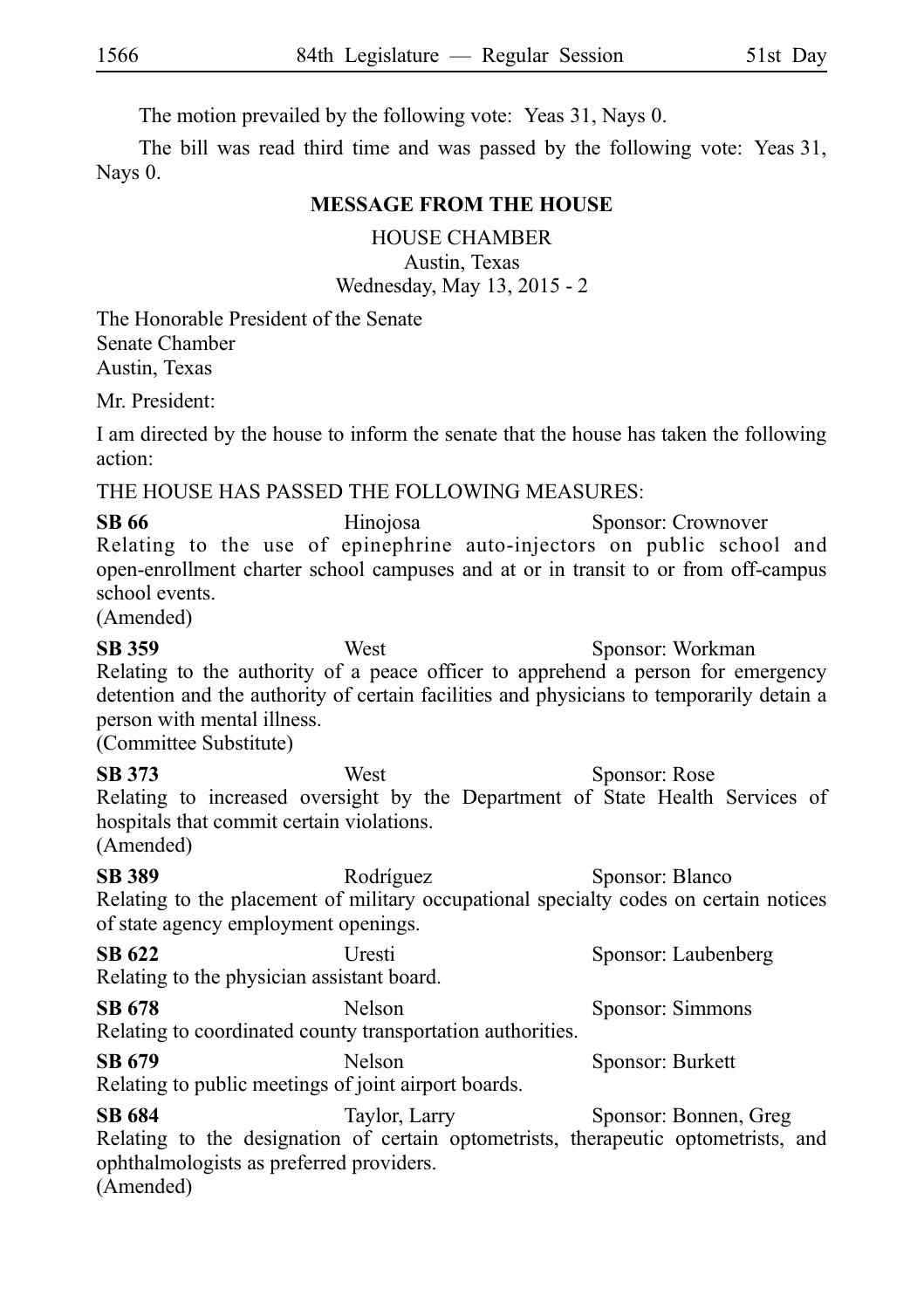The motion prevailed by the following vote: Yeas 31, Nays 0.

The bill was read third time and was passed by the following vote: Yeas 31, Nays 0.

## MESSAGE FROM THE HOUSE

HOUSE CHAMBER
Austin, Texas
Wednesday, May 13, 2015 - 2

The Honorable President of the Senate
Senate Chamber
Austin, Texas

Mr. President:

I am directed by the house to inform the senate that the house has taken the following action:

THE HOUSE HAS PASSED THE FOLLOWING MEASURES:

**SB 66** Hinojosa Sponsor: Crownover
Relating to the use of epinephrine auto-injectors on public school and open-enrollment charter school campuses and at or in transit to or from off-campus school events.
(Amended)

**SB 359** West Sponsor: Workman
Relating to the authority of a peace officer to apprehend a person for emergency detention and the authority of certain facilities and physicians to temporarily detain a person with mental illness.
(Committee Substitute)

**SB 373** West Sponsor: Rose
Relating to increased oversight by the Department of State Health Services of hospitals that commit certain violations.
(Amended)

**SB 389** Rodríguez Sponsor: Blanco
Relating to the placement of military occupational specialty codes on certain notices of state agency employment openings.

**SB 622** Uresti Sponsor: Laubenberg
Relating to the physician assistant board.

**SB 678** Nelson Sponsor: Simmons
Relating to coordinated county transportation authorities.

**SB 679** Nelson Sponsor: Burkett
Relating to public meetings of joint airport boards.

**SB 684** Taylor, Larry Sponsor: Bonnen, Greg
Relating to the designation of certain optometrists, therapeutic optometrists, and ophthalmologists as preferred providers.
(Amended)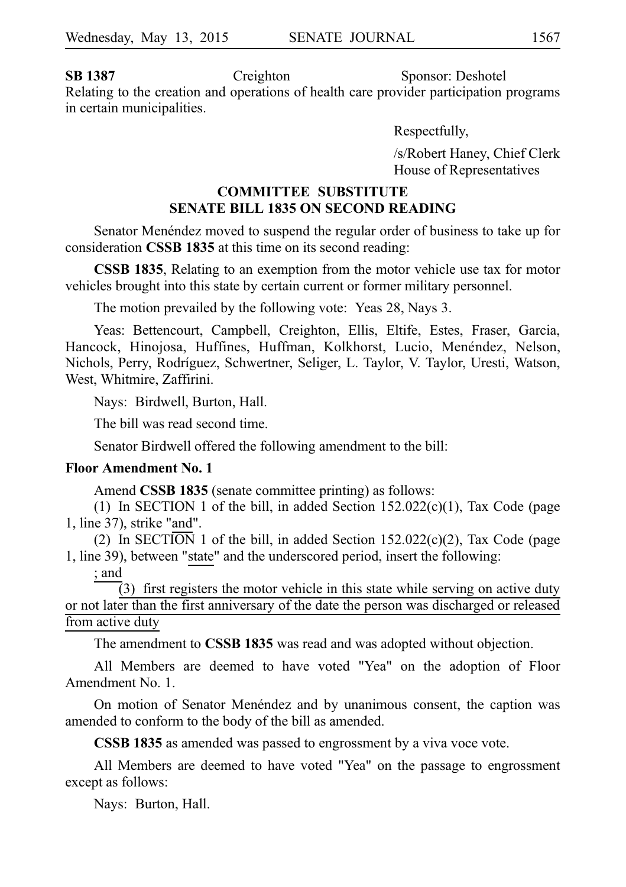**SB 1387** Creighton Sponsor: Deshotel
Relating to the creation and operations of health care provider participation programs in certain municipalities.

Respectfully,

/s/Robert Haney, Chief Clerk
House of Representatives

## COMMITTEE SUBSTITUTE SENATE BILL 1835 ON SECOND READING

Senator Menéndez moved to suspend the regular order of business to take up for consideration **CSSB 1835** at this time on its second reading:

**CSSB 1835**, Relating to an exemption from the motor vehicle use tax for motor vehicles brought into this state by certain current or former military personnel.

The motion prevailed by the following vote: Yeas 28, Nays 3.

Yeas: Bettencourt, Campbell, Creighton, Ellis, Eltife, Estes, Fraser, Garcia, Hancock, Hinojosa, Huffines, Huffman, Kolkhorst, Lucio, Menéndez, Nelson, Nichols, Perry, Rodríguez, Schwertner, Seliger, L. Taylor, V. Taylor, Uresti, Watson, West, Whitmire, Zaffirini.

Nays: Birdwell, Burton, Hall.

The bill was read second time.

Senator Birdwell offered the following amendment to the bill:

**Floor Amendment No. 1**

Amend **CSSB 1835** (senate committee printing) as follows:

(1) In SECTION 1 of the bill, in added Section 152.022(c)(1), Tax Code (page 1, line 37), strike "and".

(2) In SECTION 1 of the bill, in added Section 152.022(c)(2), Tax Code (page 1, line 39), between "state" and the underscored period, insert the following:

; and

(3) first registers the motor vehicle in this state while serving on active duty or not later than the first anniversary of the date the person was discharged or released from active duty

The amendment to **CSSB 1835** was read and was adopted without objection.

All Members are deemed to have voted "Yea" on the adoption of Floor Amendment No. 1.

On motion of Senator Menéndez and by unanimous consent, the caption was amended to conform to the body of the bill as amended.

**CSSB 1835** as amended was passed to engrossment by a viva voce vote.

All Members are deemed to have voted "Yea" on the passage to engrossment except as follows:

Nays: Burton, Hall.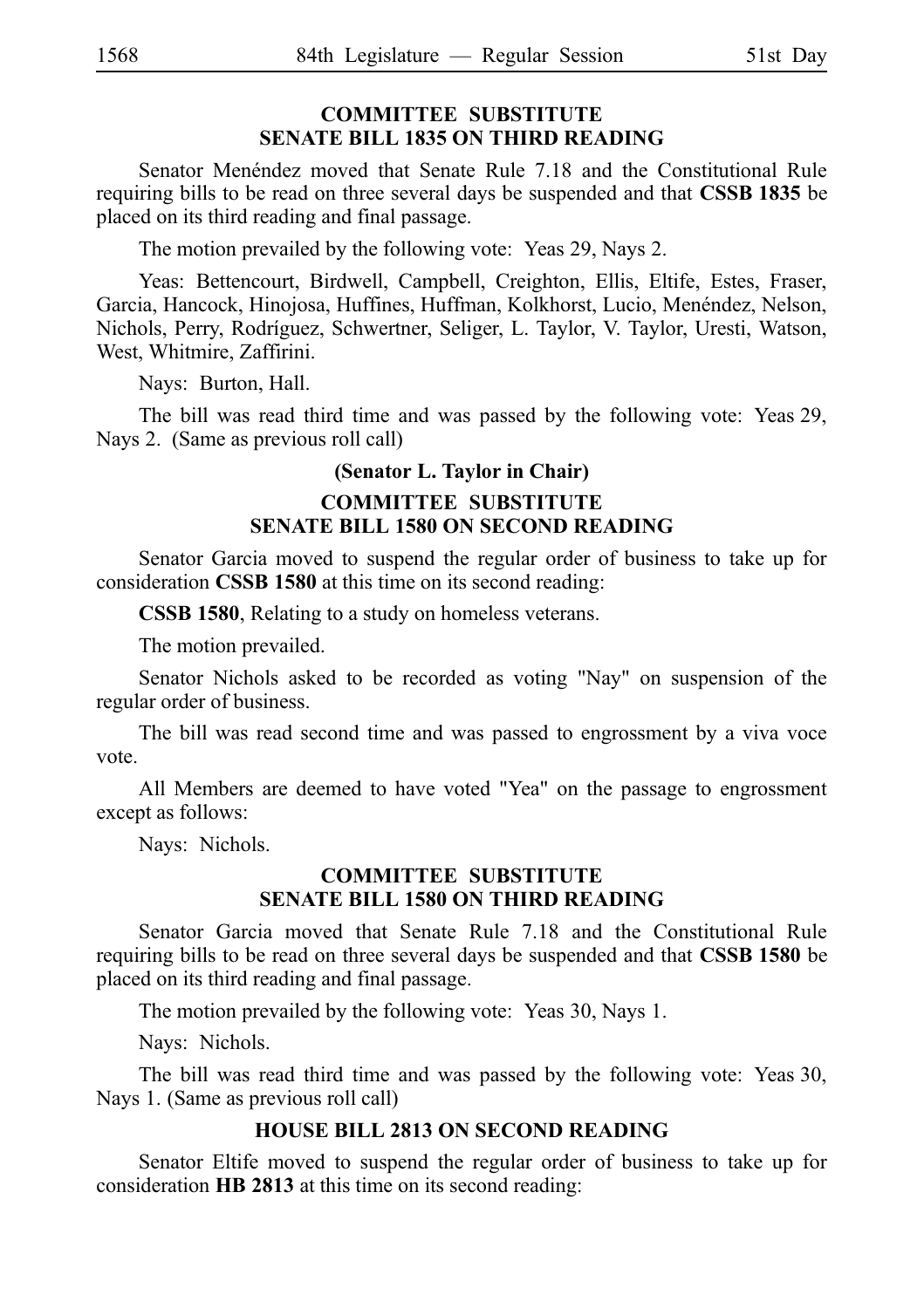## COMMITTEE SUBSTITUTE SENATE BILL 1835 ON THIRD READING

Senator Menéndez moved that Senate Rule 7.18 and the Constitutional Rule requiring bills to be read on three several days be suspended and that **CSSB 1835** be placed on its third reading and final passage.

The motion prevailed by the following vote: Yeas 29, Nays 2.

Yeas: Bettencourt, Birdwell, Campbell, Creighton, Ellis, Eltife, Estes, Fraser, Garcia, Hancock, Hinojosa, Huffines, Huffman, Kolkhorst, Lucio, Menéndez, Nelson, Nichols, Perry, Rodríguez, Schwertner, Seliger, L. Taylor, V. Taylor, Uresti, Watson, West, Whitmire, Zaffirini.

Nays: Burton, Hall.

The bill was read third time and was passed by the following vote: Yeas 29, Nays 2. (Same as previous roll call)

**(Senator L. Taylor in Chair)**

## COMMITTEE SUBSTITUTE SENATE BILL 1580 ON SECOND READING

Senator Garcia moved to suspend the regular order of business to take up for consideration **CSSB 1580** at this time on its second reading:

**CSSB 1580**, Relating to a study on homeless veterans.

The motion prevailed.

Senator Nichols asked to be recorded as voting "Nay" on suspension of the regular order of business.

The bill was read second time and was passed to engrossment by a viva voce vote.

All Members are deemed to have voted "Yea" on the passage to engrossment except as follows:

Nays: Nichols.

## COMMITTEE SUBSTITUTE SENATE BILL 1580 ON THIRD READING

Senator Garcia moved that Senate Rule 7.18 and the Constitutional Rule requiring bills to be read on three several days be suspended and that **CSSB 1580** be placed on its third reading and final passage.

The motion prevailed by the following vote: Yeas 30, Nays 1.

Nays: Nichols.

The bill was read third time and was passed by the following vote: Yeas 30, Nays 1. (Same as previous roll call)

## HOUSE BILL 2813 ON SECOND READING

Senator Eltife moved to suspend the regular order of business to take up for consideration **HB 2813** at this time on its second reading: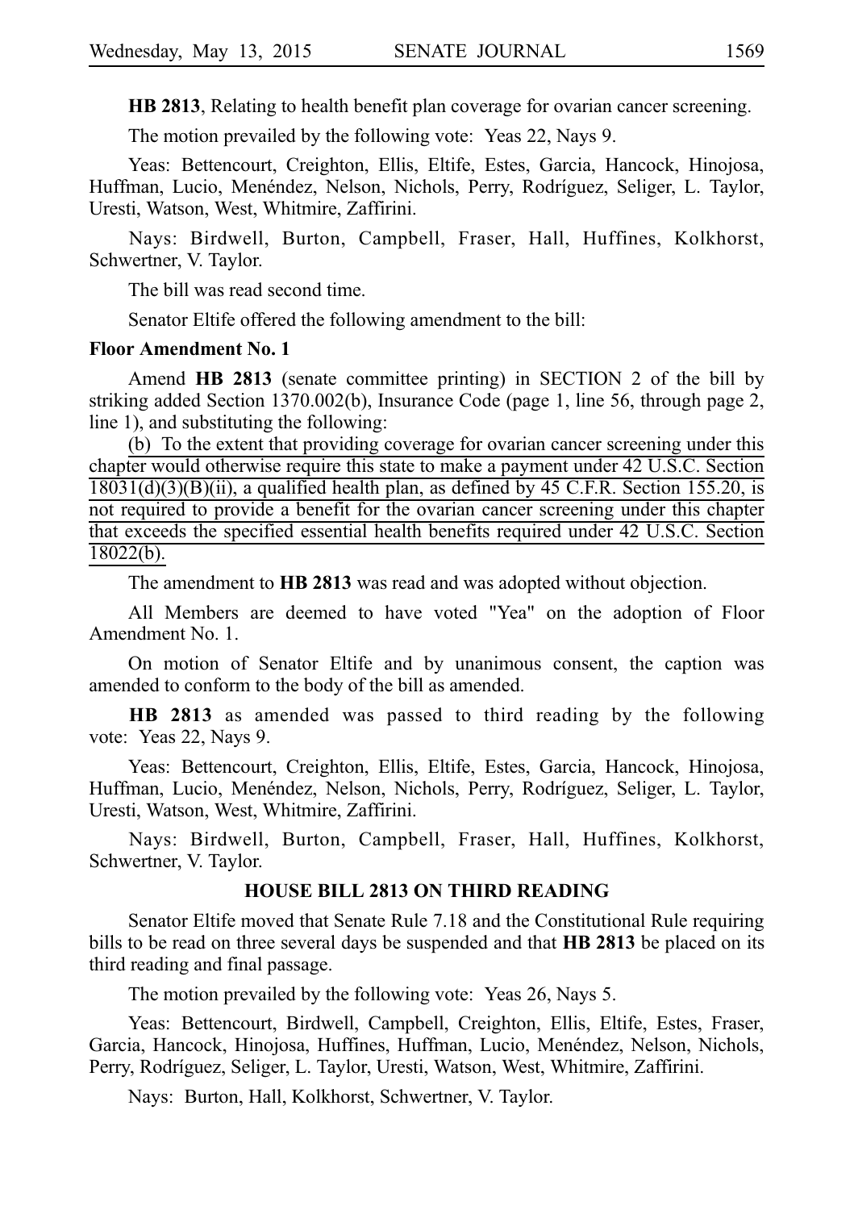**HB 2813**, Relating to health benefit plan coverage for ovarian cancer screening.

The motion prevailed by the following vote: Yeas 22, Nays 9.

Yeas: Bettencourt, Creighton, Ellis, Eltife, Estes, Garcia, Hancock, Hinojosa, Huffman, Lucio, Menéndez, Nelson, Nichols, Perry, Rodríguez, Seliger, L. Taylor, Uresti, Watson, West, Whitmire, Zaffirini.

Nays: Birdwell, Burton, Campbell, Fraser, Hall, Huffines, Kolkhorst, Schwertner, V. Taylor.

The bill was read second time.

Senator Eltife offered the following amendment to the bill:

**Floor Amendment No. 1**

Amend **HB 2813** (senate committee printing) in SECTION 2 of the bill by striking added Section 1370.002(b), Insurance Code (page 1, line 56, through page 2, line 1), and substituting the following:

<u>(b) To the extent that providing coverage for ovarian cancer screening under this chapter would otherwise require this state to make a payment under 42 U.S.C. Section 18031(d)(3)(B)(ii), a qualified health plan, as defined by 45 C.F.R. Section 155.20, is not required to provide a benefit for the ovarian cancer screening under this chapter that exceeds the specified essential health benefits required under 42 U.S.C. Section 18022(b).</u>

The amendment to **HB 2813** was read and was adopted without objection.

All Members are deemed to have voted "Yea" on the adoption of Floor Amendment No. 1.

On motion of Senator Eltife and by unanimous consent, the caption was amended to conform to the body of the bill as amended.

**HB 2813** as amended was passed to third reading by the following vote: Yeas 22, Nays 9.

Yeas: Bettencourt, Creighton, Ellis, Eltife, Estes, Garcia, Hancock, Hinojosa, Huffman, Lucio, Menéndez, Nelson, Nichols, Perry, Rodríguez, Seliger, L. Taylor, Uresti, Watson, West, Whitmire, Zaffirini.

Nays: Birdwell, Burton, Campbell, Fraser, Hall, Huffines, Kolkhorst, Schwertner, V. Taylor.

## HOUSE BILL 2813 ON THIRD READING

Senator Eltife moved that Senate Rule 7.18 and the Constitutional Rule requiring bills to be read on three several days be suspended and that **HB 2813** be placed on its third reading and final passage.

The motion prevailed by the following vote: Yeas 26, Nays 5.

Yeas: Bettencourt, Birdwell, Campbell, Creighton, Ellis, Eltife, Estes, Fraser, Garcia, Hancock, Hinojosa, Huffines, Huffman, Lucio, Menéndez, Nelson, Nichols, Perry, Rodríguez, Seliger, L. Taylor, Uresti, Watson, West, Whitmire, Zaffirini.

Nays: Burton, Hall, Kolkhorst, Schwertner, V. Taylor.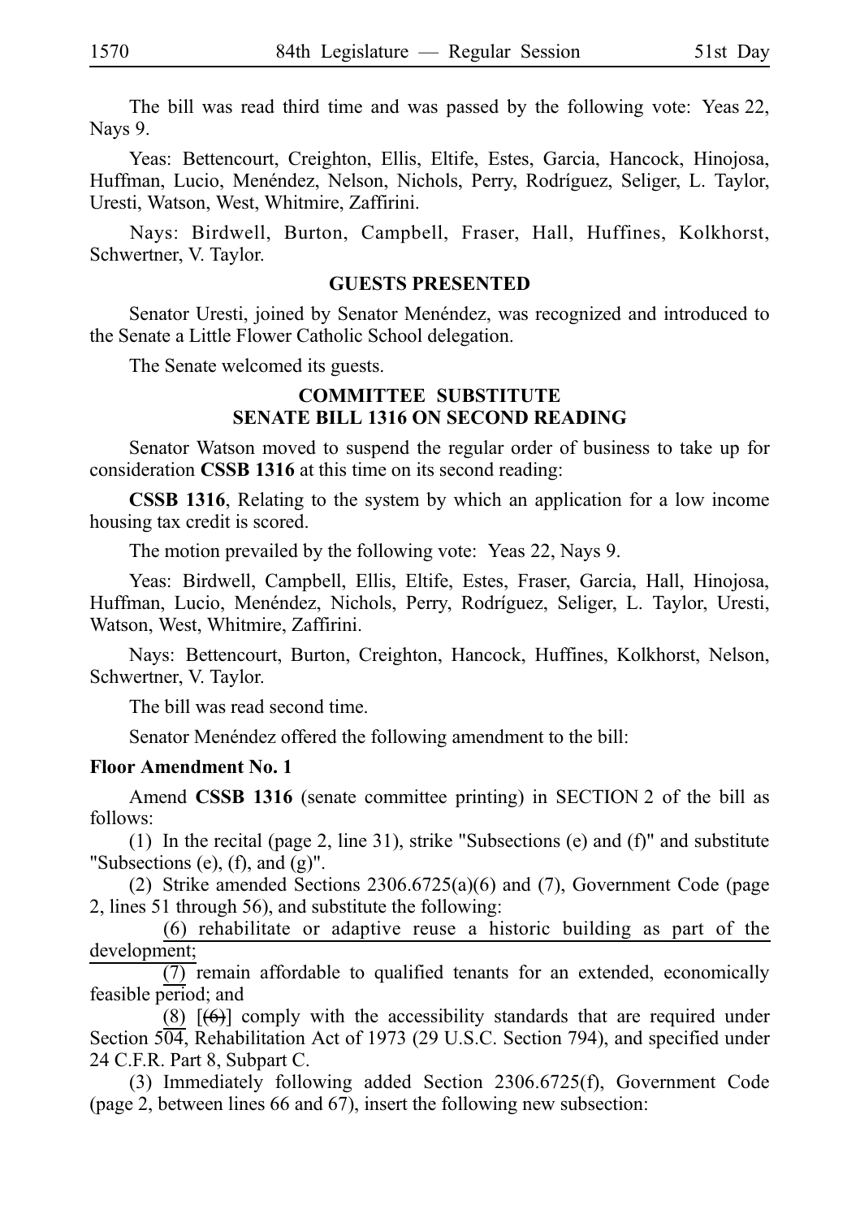The bill was read third time and was passed by the following vote: Yeas 22, Nays 9.

Yeas: Bettencourt, Creighton, Ellis, Eltife, Estes, Garcia, Hancock, Hinojosa, Huffman, Lucio, Menéndez, Nelson, Nichols, Perry, Rodríguez, Seliger, L. Taylor, Uresti, Watson, West, Whitmire, Zaffirini.

Nays: Birdwell, Burton, Campbell, Fraser, Hall, Huffines, Kolkhorst, Schwertner, V. Taylor.

### GUESTS PRESENTED

Senator Uresti, joined by Senator Menéndez, was recognized and introduced to the Senate a Little Flower Catholic School delegation.

The Senate welcomed its guests.

### COMMITTEE SUBSTITUTE SENATE BILL 1316 ON SECOND READING

Senator Watson moved to suspend the regular order of business to take up for consideration **CSSB 1316** at this time on its second reading:

**CSSB 1316**, Relating to the system by which an application for a low income housing tax credit is scored.

The motion prevailed by the following vote: Yeas 22, Nays 9.

Yeas: Birdwell, Campbell, Ellis, Eltife, Estes, Fraser, Garcia, Hall, Hinojosa, Huffman, Lucio, Menéndez, Nichols, Perry, Rodríguez, Seliger, L. Taylor, Uresti, Watson, West, Whitmire, Zaffirini.

Nays: Bettencourt, Burton, Creighton, Hancock, Huffines, Kolkhorst, Nelson, Schwertner, V. Taylor.

The bill was read second time.

Senator Menéndez offered the following amendment to the bill:

**Floor Amendment No. 1**

Amend **CSSB 1316** (senate committee printing) in SECTION 2 of the bill as follows:

(1) In the recital (page 2, line 31), strike "Subsections (e) and (f)" and substitute "Subsections (e), (f), and (g)".

(2) Strike amended Sections 2306.6725(a)(6) and (7), Government Code (page 2, lines 51 through 56), and substitute the following:

(6) rehabilitate or adaptive reuse a historic building as part of the development;

(7) remain affordable to qualified tenants for an extended, economically feasible period; and

(8) [~~(6)~~] comply with the accessibility standards that are required under Section 504, Rehabilitation Act of 1973 (29 U.S.C. Section 794), and specified under 24 C.F.R. Part 8, Subpart C.

(3) Immediately following added Section 2306.6725(f), Government Code (page 2, between lines 66 and 67), insert the following new subsection: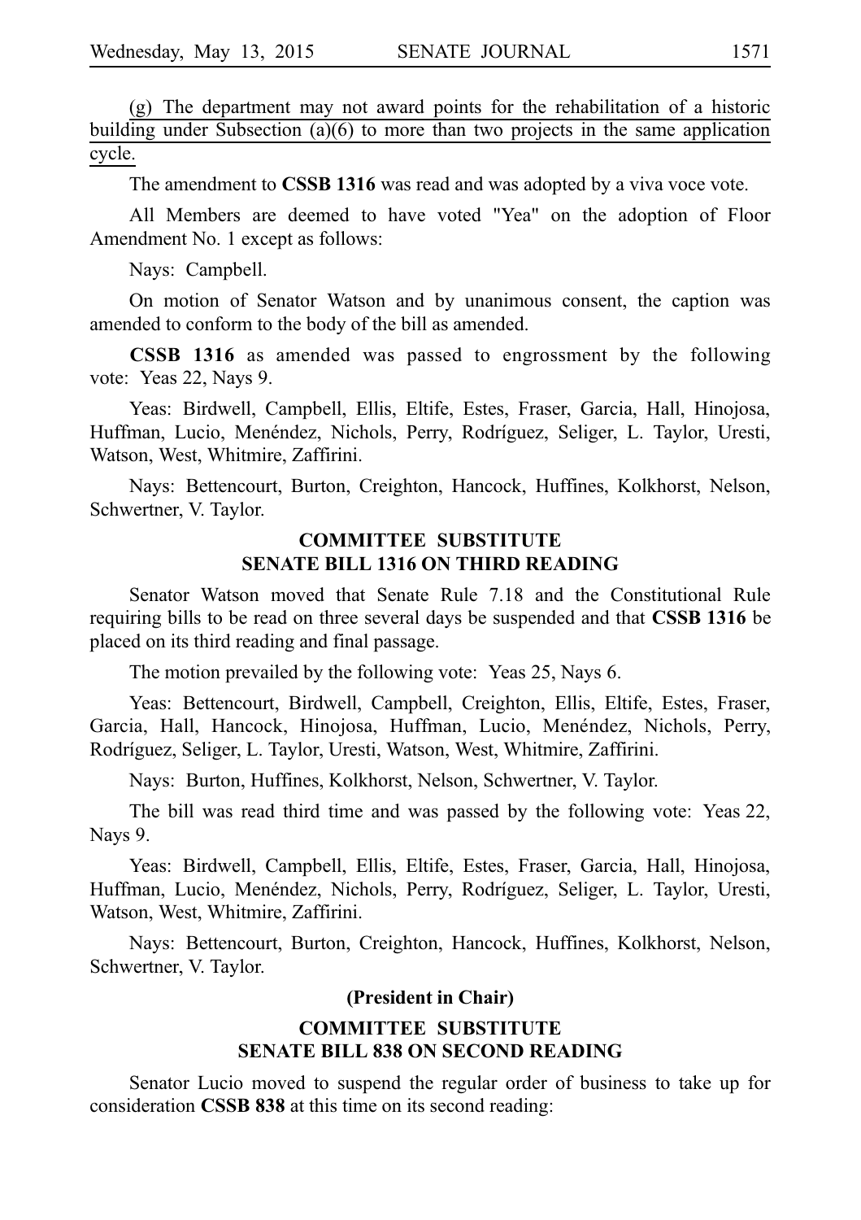(g) The department may not award points for the rehabilitation of a historic building under Subsection (a)(6) to more than two projects in the same application cycle.

The amendment to **CSSB 1316** was read and was adopted by a viva voce vote.

All Members are deemed to have voted "Yea" on the adoption of Floor Amendment No. 1 except as follows:

Nays: Campbell.

On motion of Senator Watson and by unanimous consent, the caption was amended to conform to the body of the bill as amended.

**CSSB 1316** as amended was passed to engrossment by the following vote: Yeas 22, Nays 9.

Yeas: Birdwell, Campbell, Ellis, Eltife, Estes, Fraser, Garcia, Hall, Hinojosa, Huffman, Lucio, Menéndez, Nichols, Perry, Rodríguez, Seliger, L. Taylor, Uresti, Watson, West, Whitmire, Zaffirini.

Nays: Bettencourt, Burton, Creighton, Hancock, Huffines, Kolkhorst, Nelson, Schwertner, V. Taylor.

## COMMITTEE SUBSTITUTE SENATE BILL 1316 ON THIRD READING

Senator Watson moved that Senate Rule 7.18 and the Constitutional Rule requiring bills to be read on three several days be suspended and that **CSSB 1316** be placed on its third reading and final passage.

The motion prevailed by the following vote: Yeas 25, Nays 6.

Yeas: Bettencourt, Birdwell, Campbell, Creighton, Ellis, Eltife, Estes, Fraser, Garcia, Hall, Hancock, Hinojosa, Huffman, Lucio, Menéndez, Nichols, Perry, Rodríguez, Seliger, L. Taylor, Uresti, Watson, West, Whitmire, Zaffirini.

Nays: Burton, Huffines, Kolkhorst, Nelson, Schwertner, V. Taylor.

The bill was read third time and was passed by the following vote: Yeas 22, Nays 9.

Yeas: Birdwell, Campbell, Ellis, Eltife, Estes, Fraser, Garcia, Hall, Hinojosa, Huffman, Lucio, Menéndez, Nichols, Perry, Rodríguez, Seliger, L. Taylor, Uresti, Watson, West, Whitmire, Zaffirini.

Nays: Bettencourt, Burton, Creighton, Hancock, Huffines, Kolkhorst, Nelson, Schwertner, V. Taylor.

**(President in Chair)**

## COMMITTEE SUBSTITUTE SENATE BILL 838 ON SECOND READING

Senator Lucio moved to suspend the regular order of business to take up for consideration **CSSB 838** at this time on its second reading: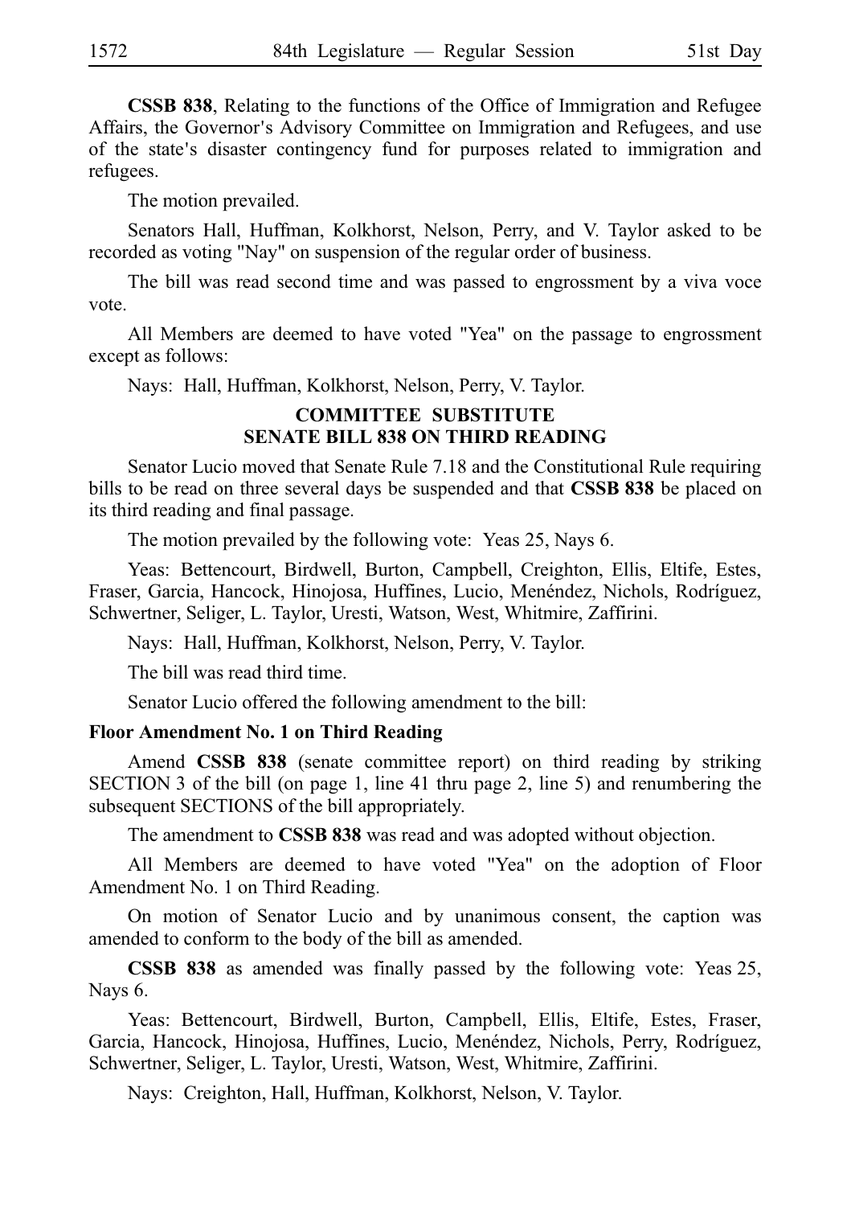**CSSB 838**, Relating to the functions of the Office of Immigration and Refugee Affairs, the Governor's Advisory Committee on Immigration and Refugees, and use of the state's disaster contingency fund for purposes related to immigration and refugees.

The motion prevailed.

Senators Hall, Huffman, Kolkhorst, Nelson, Perry, and V. Taylor asked to be recorded as voting "Nay" on suspension of the regular order of business.

The bill was read second time and was passed to engrossment by a viva voce vote.

All Members are deemed to have voted "Yea" on the passage to engrossment except as follows:

Nays: Hall, Huffman, Kolkhorst, Nelson, Perry, V. Taylor.

## COMMITTEE SUBSTITUTE SENATE BILL 838 ON THIRD READING

Senator Lucio moved that Senate Rule 7.18 and the Constitutional Rule requiring bills to be read on three several days be suspended and that **CSSB 838** be placed on its third reading and final passage.

The motion prevailed by the following vote: Yeas 25, Nays 6.

Yeas: Bettencourt, Birdwell, Burton, Campbell, Creighton, Ellis, Eltife, Estes, Fraser, Garcia, Hancock, Hinojosa, Huffines, Lucio, Menéndez, Nichols, Rodríguez, Schwertner, Seliger, L. Taylor, Uresti, Watson, West, Whitmire, Zaffirini.

Nays: Hall, Huffman, Kolkhorst, Nelson, Perry, V. Taylor.

The bill was read third time.

Senator Lucio offered the following amendment to the bill:

**Floor Amendment No. 1 on Third Reading**

Amend **CSSB 838** (senate committee report) on third reading by striking SECTION 3 of the bill (on page 1, line 41 thru page 2, line 5) and renumbering the subsequent SECTIONS of the bill appropriately.

The amendment to **CSSB 838** was read and was adopted without objection.

All Members are deemed to have voted "Yea" on the adoption of Floor Amendment No. 1 on Third Reading.

On motion of Senator Lucio and by unanimous consent, the caption was amended to conform to the body of the bill as amended.

**CSSB 838** as amended was finally passed by the following vote: Yeas 25, Nays 6.

Yeas: Bettencourt, Birdwell, Burton, Campbell, Ellis, Eltife, Estes, Fraser, Garcia, Hancock, Hinojosa, Huffines, Lucio, Menéndez, Nichols, Perry, Rodríguez, Schwertner, Seliger, L. Taylor, Uresti, Watson, West, Whitmire, Zaffirini.

Nays: Creighton, Hall, Huffman, Kolkhorst, Nelson, V. Taylor.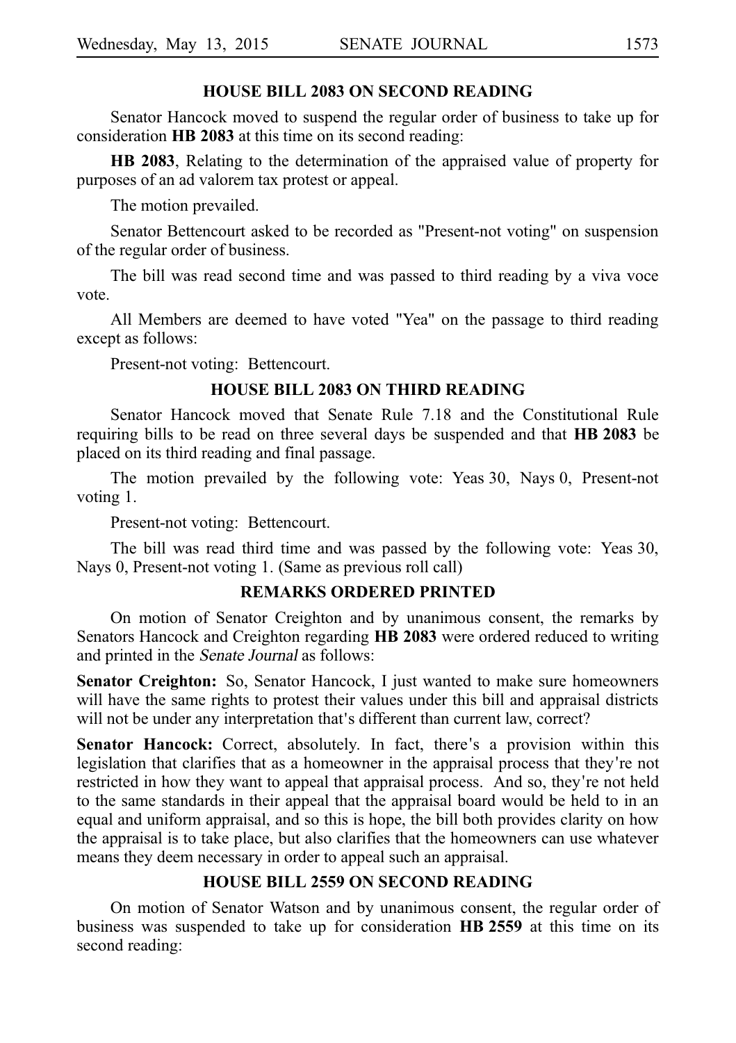## HOUSE BILL 2083 ON SECOND READING

Senator Hancock moved to suspend the regular order of business to take up for consideration **HB 2083** at this time on its second reading:

**HB 2083**, Relating to the determination of the appraised value of property for purposes of an ad valorem tax protest or appeal.

The motion prevailed.

Senator Bettencourt asked to be recorded as "Present-not voting" on suspension of the regular order of business.

The bill was read second time and was passed to third reading by a viva voce vote.

All Members are deemed to have voted "Yea" on the passage to third reading except as follows:

Present-not voting: Bettencourt.

## HOUSE BILL 2083 ON THIRD READING

Senator Hancock moved that Senate Rule 7.18 and the Constitutional Rule requiring bills to be read on three several days be suspended and that **HB 2083** be placed on its third reading and final passage.

The motion prevailed by the following vote: Yeas 30, Nays 0, Present-not voting 1.

Present-not voting: Bettencourt.

The bill was read third time and was passed by the following vote: Yeas 30, Nays 0, Present-not voting 1. (Same as previous roll call)

## REMARKS ORDERED PRINTED

On motion of Senator Creighton and by unanimous consent, the remarks by Senators Hancock and Creighton regarding **HB 2083** were ordered reduced to writing and printed in the *Senate Journal* as follows:

**Senator Creighton:** So, Senator Hancock, I just wanted to make sure homeowners will have the same rights to protest their values under this bill and appraisal districts will not be under any interpretation that's different than current law, correct?

**Senator Hancock:** Correct, absolutely. In fact, there's a provision within this legislation that clarifies that as a homeowner in the appraisal process that they're not restricted in how they want to appeal that appraisal process. And so, they're not held to the same standards in their appeal that the appraisal board would be held to in an equal and uniform appraisal, and so this is hope, the bill both provides clarity on how the appraisal is to take place, but also clarifies that the homeowners can use whatever means they deem necessary in order to appeal such an appraisal.

## HOUSE BILL 2559 ON SECOND READING

On motion of Senator Watson and by unanimous consent, the regular order of business was suspended to take up for consideration **HB 2559** at this time on its second reading: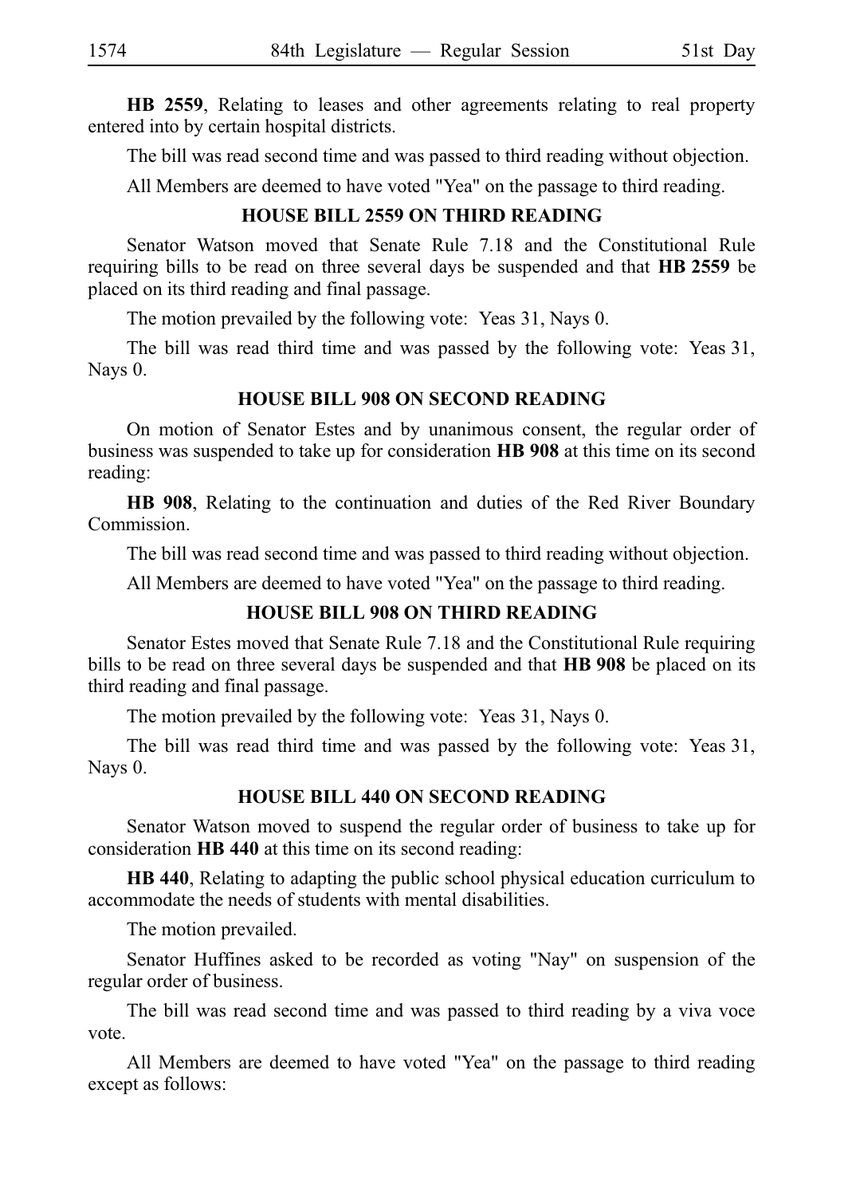**HB 2559**, Relating to leases and other agreements relating to real property entered into by certain hospital districts.

The bill was read second time and was passed to third reading without objection.

All Members are deemed to have voted "Yea" on the passage to third reading.

**HOUSE BILL 2559 ON THIRD READING**

Senator Watson moved that Senate Rule 7.18 and the Constitutional Rule requiring bills to be read on three several days be suspended and that **HB 2559** be placed on its third reading and final passage.

The motion prevailed by the following vote: Yeas 31, Nays 0.

The bill was read third time and was passed by the following vote: Yeas 31, Nays 0.

**HOUSE BILL 908 ON SECOND READING**

On motion of Senator Estes and by unanimous consent, the regular order of business was suspended to take up for consideration **HB 908** at this time on its second reading:

**HB 908**, Relating to the continuation and duties of the Red River Boundary Commission.

The bill was read second time and was passed to third reading without objection.

All Members are deemed to have voted "Yea" on the passage to third reading.

**HOUSE BILL 908 ON THIRD READING**

Senator Estes moved that Senate Rule 7.18 and the Constitutional Rule requiring bills to be read on three several days be suspended and that **HB 908** be placed on its third reading and final passage.

The motion prevailed by the following vote: Yeas 31, Nays 0.

The bill was read third time and was passed by the following vote: Yeas 31, Nays 0.

**HOUSE BILL 440 ON SECOND READING**

Senator Watson moved to suspend the regular order of business to take up for consideration **HB 440** at this time on its second reading:

**HB 440**, Relating to adapting the public school physical education curriculum to accommodate the needs of students with mental disabilities.

The motion prevailed.

Senator Huffines asked to be recorded as voting "Nay" on suspension of the regular order of business.

The bill was read second time and was passed to third reading by a viva voce vote.

All Members are deemed to have voted "Yea" on the passage to third reading except as follows: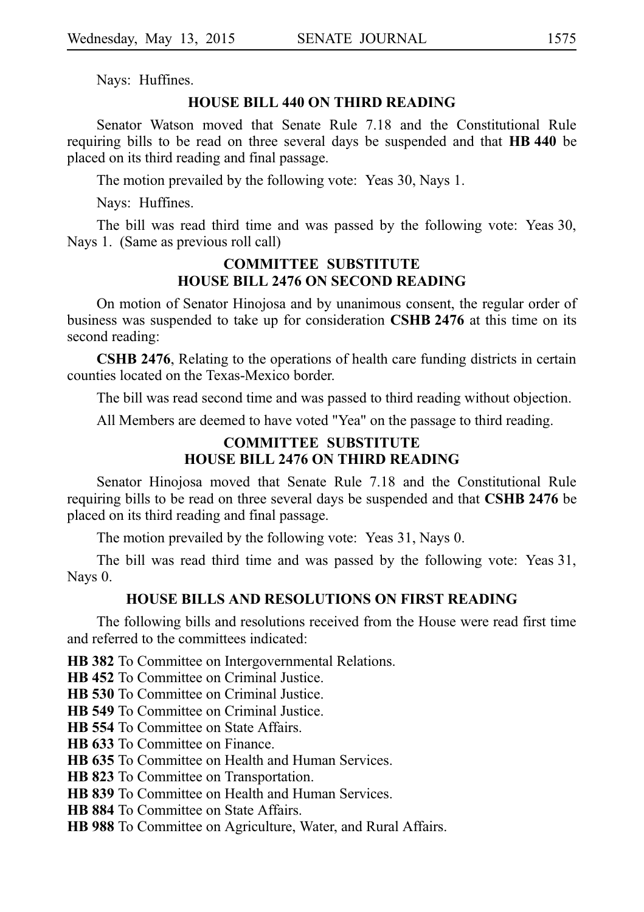Nays: Huffines.

## HOUSE BILL 440 ON THIRD READING

Senator Watson moved that Senate Rule 7.18 and the Constitutional Rule requiring bills to be read on three several days be suspended and that **HB 440** be placed on its third reading and final passage.

The motion prevailed by the following vote: Yeas 30, Nays 1.

Nays: Huffines.

The bill was read third time and was passed by the following vote: Yeas 30, Nays 1. (Same as previous roll call)

## COMMITTEE SUBSTITUTE HOUSE BILL 2476 ON SECOND READING

On motion of Senator Hinojosa and by unanimous consent, the regular order of business was suspended to take up for consideration **CSHB 2476** at this time on its second reading:

**CSHB 2476**, Relating to the operations of health care funding districts in certain counties located on the Texas-Mexico border.

The bill was read second time and was passed to third reading without objection.

All Members are deemed to have voted "Yea" on the passage to third reading.

## COMMITTEE SUBSTITUTE HOUSE BILL 2476 ON THIRD READING

Senator Hinojosa moved that Senate Rule 7.18 and the Constitutional Rule requiring bills to be read on three several days be suspended and that **CSHB 2476** be placed on its third reading and final passage.

The motion prevailed by the following vote: Yeas 31, Nays 0.

The bill was read third time and was passed by the following vote: Yeas 31, Nays 0.

## HOUSE BILLS AND RESOLUTIONS ON FIRST READING

The following bills and resolutions received from the House were read first time and referred to the committees indicated:

**HB 382** To Committee on Intergovernmental Relations.
**HB 452** To Committee on Criminal Justice.
**HB 530** To Committee on Criminal Justice.
**HB 549** To Committee on Criminal Justice.
**HB 554** To Committee on State Affairs.
**HB 633** To Committee on Finance.
**HB 635** To Committee on Health and Human Services.
**HB 823** To Committee on Transportation.
**HB 839** To Committee on Health and Human Services.
**HB 884** To Committee on State Affairs.
**HB 988** To Committee on Agriculture, Water, and Rural Affairs.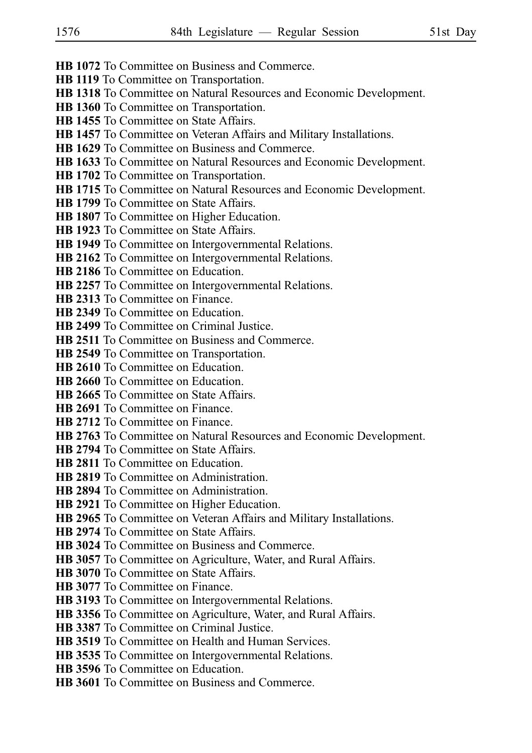**HB 1072** To Committee on Business and Commerce.
**HB 1119** To Committee on Transportation.
**HB 1318** To Committee on Natural Resources and Economic Development.
**HB 1360** To Committee on Transportation.
**HB 1455** To Committee on State Affairs.
**HB 1457** To Committee on Veteran Affairs and Military Installations.
**HB 1629** To Committee on Business and Commerce.
**HB 1633** To Committee on Natural Resources and Economic Development.
**HB 1702** To Committee on Transportation.
**HB 1715** To Committee on Natural Resources and Economic Development.
**HB 1799** To Committee on State Affairs.
**HB 1807** To Committee on Higher Education.
**HB 1923** To Committee on State Affairs.
**HB 1949** To Committee on Intergovernmental Relations.
**HB 2162** To Committee on Intergovernmental Relations.
**HB 2186** To Committee on Education.
**HB 2257** To Committee on Intergovernmental Relations.
**HB 2313** To Committee on Finance.
**HB 2349** To Committee on Education.
**HB 2499** To Committee on Criminal Justice.
**HB 2511** To Committee on Business and Commerce.
**HB 2549** To Committee on Transportation.
**HB 2610** To Committee on Education.
**HB 2660** To Committee on Education.
**HB 2665** To Committee on State Affairs.
**HB 2691** To Committee on Finance.
**HB 2712** To Committee on Finance.
**HB 2763** To Committee on Natural Resources and Economic Development.
**HB 2794** To Committee on State Affairs.
**HB 2811** To Committee on Education.
**HB 2819** To Committee on Administration.
**HB 2894** To Committee on Administration.
**HB 2921** To Committee on Higher Education.
**HB 2965** To Committee on Veteran Affairs and Military Installations.
**HB 2974** To Committee on State Affairs.
**HB 3024** To Committee on Business and Commerce.
**HB 3057** To Committee on Agriculture, Water, and Rural Affairs.
**HB 3070** To Committee on State Affairs.
**HB 3077** To Committee on Finance.
**HB 3193** To Committee on Intergovernmental Relations.
**HB 3356** To Committee on Agriculture, Water, and Rural Affairs.
**HB 3387** To Committee on Criminal Justice.
**HB 3519** To Committee on Health and Human Services.
**HB 3535** To Committee on Intergovernmental Relations.
**HB 3596** To Committee on Education.
**HB 3601** To Committee on Business and Commerce.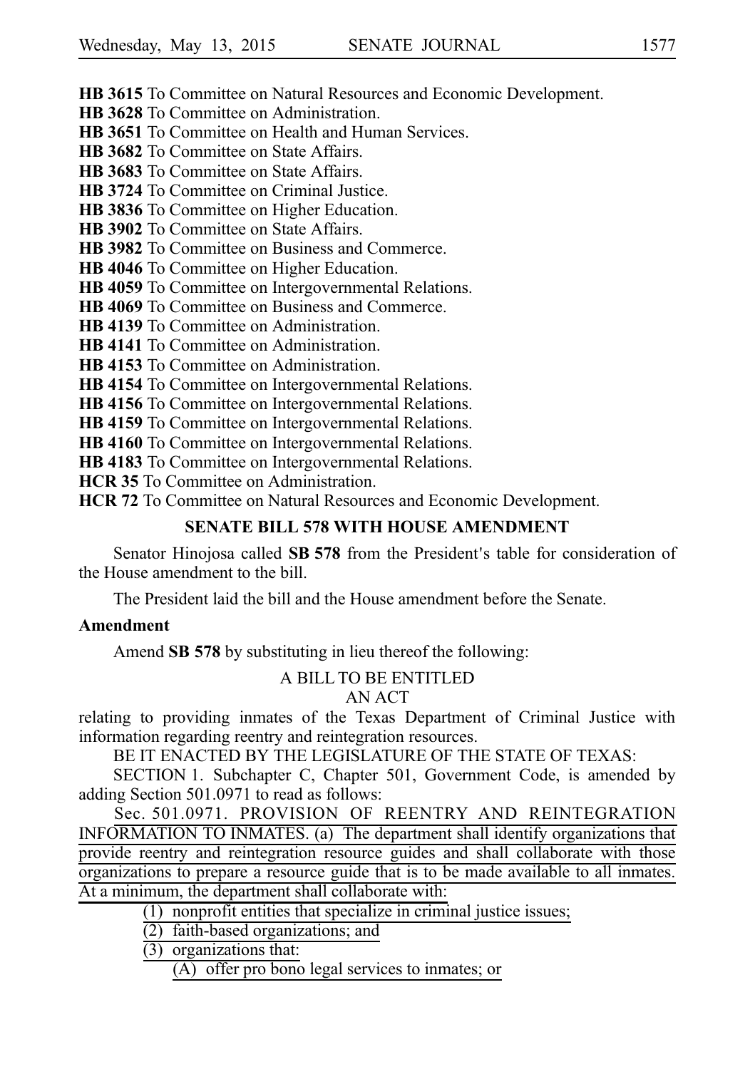**HB 3615** To Committee on Natural Resources and Economic Development.

**HB 3628** To Committee on Administration.

**HB 3651** To Committee on Health and Human Services.

**HB 3682** To Committee on State Affairs.

**HB 3683** To Committee on State Affairs.

**HB 3724** To Committee on Criminal Justice.

**HB 3836** To Committee on Higher Education.

**HB 3902** To Committee on State Affairs.

**HB 3982** To Committee on Business and Commerce.

**HB 4046** To Committee on Higher Education.

**HB 4059** To Committee on Intergovernmental Relations.

**HB 4069** To Committee on Business and Commerce.

**HB 4139** To Committee on Administration.

**HB 4141** To Committee on Administration.

**HB 4153** To Committee on Administration.

**HB 4154** To Committee on Intergovernmental Relations.

**HB 4156** To Committee on Intergovernmental Relations.

**HB 4159** To Committee on Intergovernmental Relations.

**HB 4160** To Committee on Intergovernmental Relations.

**HB 4183** To Committee on Intergovernmental Relations.

**HCR 35** To Committee on Administration.

**HCR 72** To Committee on Natural Resources and Economic Development.

## SENATE BILL 578 WITH HOUSE AMENDMENT

Senator Hinojosa called **SB 578** from the President's table for consideration of the House amendment to the bill.

The President laid the bill and the House amendment before the Senate.

**Amendment**

Amend **SB 578** by substituting in lieu thereof the following:

A BILL TO BE ENTITLED

AN ACT

relating to providing inmates of the Texas Department of Criminal Justice with information regarding reentry and reintegration resources.

BE IT ENACTED BY THE LEGISLATURE OF THE STATE OF TEXAS:

SECTION 1. Subchapter C, Chapter 501, Government Code, is amended by adding Section 501.0971 to read as follows:

Sec. 501.0971. PROVISION OF REENTRY AND REINTEGRATION INFORMATION TO INMATES. (a) The department shall identify organizations that provide reentry and reintegration resource guides and shall collaborate with those organizations to prepare a resource guide that is to be made available to all inmates. At a minimum, the department shall collaborate with:

(1) nonprofit entities that specialize in criminal justice issues;

(2) faith-based organizations; and

(3) organizations that:

(A) offer pro bono legal services to inmates; or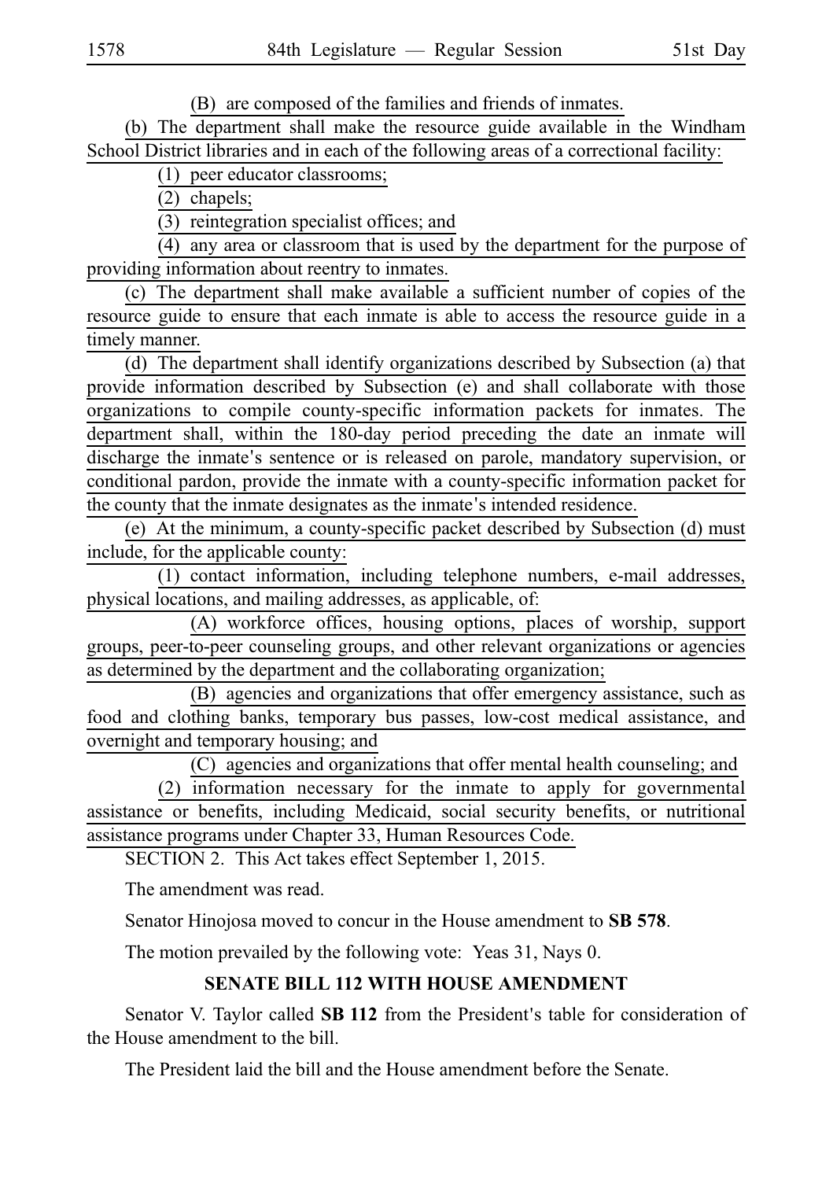(B) are composed of the families and friends of inmates.

(b) The department shall make the resource guide available in the Windham School District libraries and in each of the following areas of a correctional facility:

(1) peer educator classrooms;

(2) chapels;

(3) reintegration specialist offices; and

(4) any area or classroom that is used by the department for the purpose of providing information about reentry to inmates.

(c) The department shall make available a sufficient number of copies of the resource guide to ensure that each inmate is able to access the resource guide in a timely manner.

(d) The department shall identify organizations described by Subsection (a) that provide information described by Subsection (e) and shall collaborate with those organizations to compile county-specific information packets for inmates. The department shall, within the 180-day period preceding the date an inmate will discharge the inmate's sentence or is released on parole, mandatory supervision, or conditional pardon, provide the inmate with a county-specific information packet for the county that the inmate designates as the inmate's intended residence.

(e) At the minimum, a county-specific packet described by Subsection (d) must include, for the applicable county:

(1) contact information, including telephone numbers, e-mail addresses, physical locations, and mailing addresses, as applicable, of:

(A) workforce offices, housing options, places of worship, support groups, peer-to-peer counseling groups, and other relevant organizations or agencies as determined by the department and the collaborating organization;

(B) agencies and organizations that offer emergency assistance, such as food and clothing banks, temporary bus passes, low-cost medical assistance, and overnight and temporary housing; and

(C) agencies and organizations that offer mental health counseling; and

(2) information necessary for the inmate to apply for governmental assistance or benefits, including Medicaid, social security benefits, or nutritional assistance programs under Chapter 33, Human Resources Code.

SECTION 2. This Act takes effect September 1, 2015.

The amendment was read.

Senator Hinojosa moved to concur in the House amendment to **SB 578**.

The motion prevailed by the following vote: Yeas 31, Nays 0.

## SENATE BILL 112 WITH HOUSE AMENDMENT

Senator V. Taylor called **SB 112** from the President's table for consideration of the House amendment to the bill.

The President laid the bill and the House amendment before the Senate.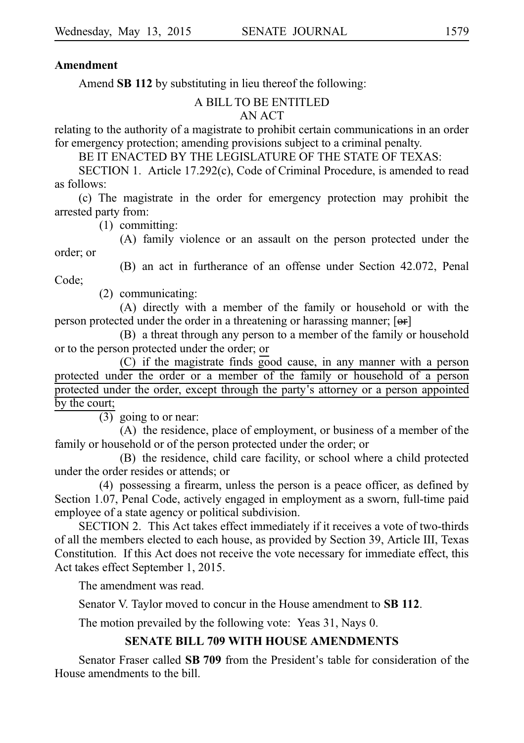**Amendment**

Amend **SB 112** by substituting in lieu thereof the following:

A BILL TO BE ENTITLED
AN ACT

relating to the authority of a magistrate to prohibit certain communications in an order for emergency protection; amending provisions subject to a criminal penalty.

BE IT ENACTED BY THE LEGISLATURE OF THE STATE OF TEXAS:

SECTION 1. Article 17.292(c), Code of Criminal Procedure, is amended to read as follows:

(c) The magistrate in the order for emergency protection may prohibit the arrested party from:

(1) committing:

(A) family violence or an assault on the person protected under the order; or

(B) an act in furtherance of an offense under Section 42.072, Penal Code;

(2) communicating:

(A) directly with a member of the family or household or with the person protected under the order in a threatening or harassing manner; [~~or~~]

(B) a threat through any person to a member of the family or household or to the person protected under the order; <u>or</u>

<u>(C) if the magistrate finds good cause, in any manner with a person protected under the order or a member of the family or household of a person protected under the order, except through the party's attorney or a person appointed by the court;</u>

(3) going to or near:

(A) the residence, place of employment, or business of a member of the family or household or of the person protected under the order; or

(B) the residence, child care facility, or school where a child protected under the order resides or attends; or

(4) possessing a firearm, unless the person is a peace officer, as defined by Section 1.07, Penal Code, actively engaged in employment as a sworn, full-time paid employee of a state agency or political subdivision.

SECTION 2. This Act takes effect immediately if it receives a vote of two-thirds of all the members elected to each house, as provided by Section 39, Article III, Texas Constitution. If this Act does not receive the vote necessary for immediate effect, this Act takes effect September 1, 2015.

The amendment was read.

Senator V. Taylor moved to concur in the House amendment to **SB 112**.

The motion prevailed by the following vote: Yeas 31, Nays 0.

## SENATE BILL 709 WITH HOUSE AMENDMENTS

Senator Fraser called **SB 709** from the President's table for consideration of the House amendments to the bill.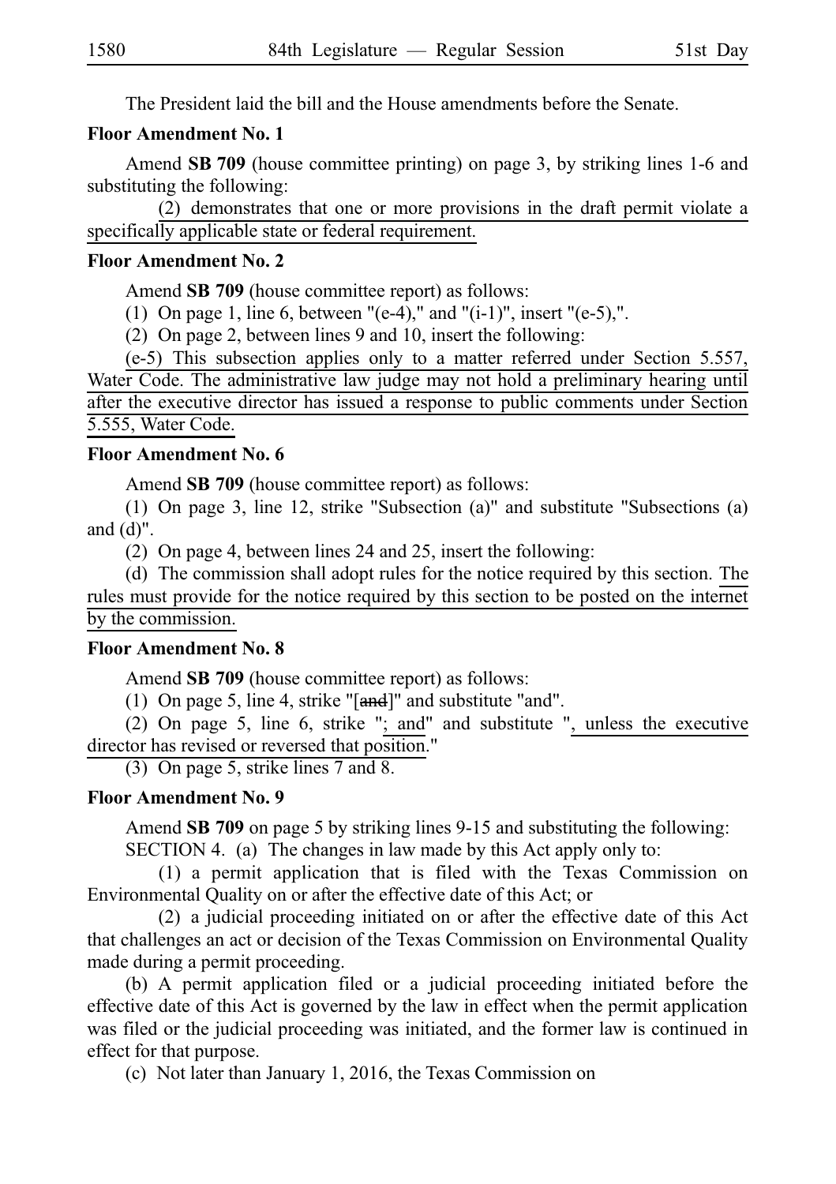The President laid the bill and the House amendments before the Senate.

**Floor Amendment No. 1**

Amend **SB 709** (house committee printing) on page 3, by striking lines 1-6 and substituting the following:

(2) demonstrates that one or more provisions in the draft permit violate a specifically applicable state or federal requirement.

**Floor Amendment No. 2**

Amend **SB 709** (house committee report) as follows:

(1) On page 1, line 6, between "(e-4)," and "(i-1)", insert "(e-5),".

(2) On page 2, between lines 9 and 10, insert the following:

(e-5) This subsection applies only to a matter referred under Section 5.557, Water Code. The administrative law judge may not hold a preliminary hearing until after the executive director has issued a response to public comments under Section 5.555, Water Code.

**Floor Amendment No. 6**

Amend **SB 709** (house committee report) as follows:

(1) On page 3, line 12, strike "Subsection (a)" and substitute "Subsections (a) and (d)".

(2) On page 4, between lines 24 and 25, insert the following:

(d) The commission shall adopt rules for the notice required by this section. The rules must provide for the notice required by this section to be posted on the internet by the commission.

**Floor Amendment No. 8**

Amend **SB 709** (house committee report) as follows:

(1) On page 5, line 4, strike "[~~and~~]" and substitute "and".

(2) On page 5, line 6, strike "; and" and substitute ", unless the executive director has revised or reversed that position."

(3) On page 5, strike lines 7 and 8.

**Floor Amendment No. 9**

Amend **SB 709** on page 5 by striking lines 9-15 and substituting the following:

SECTION 4. (a) The changes in law made by this Act apply only to:

(1) a permit application that is filed with the Texas Commission on Environmental Quality on or after the effective date of this Act; or

(2) a judicial proceeding initiated on or after the effective date of this Act that challenges an act or decision of the Texas Commission on Environmental Quality made during a permit proceeding.

(b) A permit application filed or a judicial proceeding initiated before the effective date of this Act is governed by the law in effect when the permit application was filed or the judicial proceeding was initiated, and the former law is continued in effect for that purpose.

(c) Not later than January 1, 2016, the Texas Commission on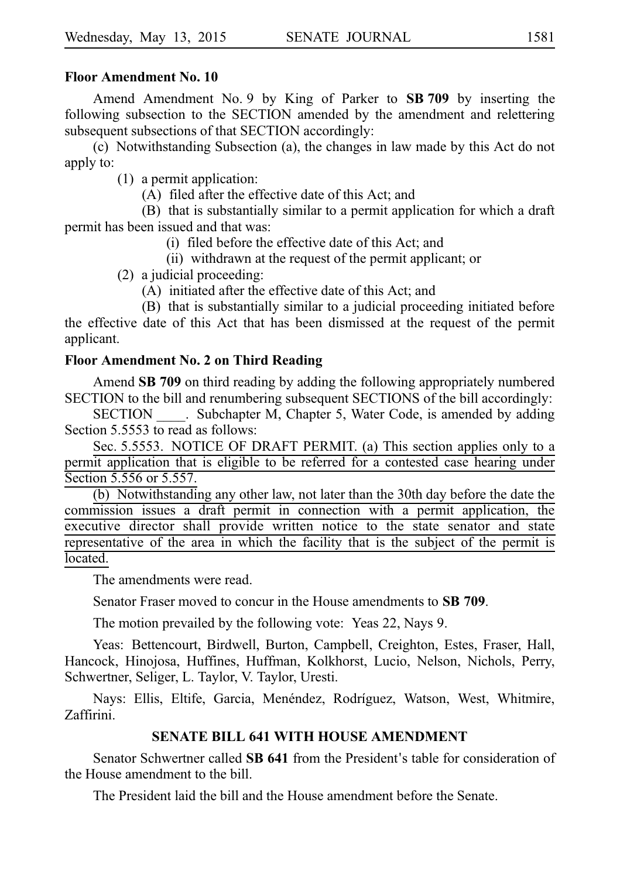**Floor Amendment No. 10**

Amend Amendment No. 9 by King of Parker to **SB 709** by inserting the following subsection to the SECTION amended by the amendment and relettering subsequent subsections of that SECTION accordingly:

(c) Notwithstanding Subsection (a), the changes in law made by this Act do not apply to:

(1) a permit application:

(A) filed after the effective date of this Act; and

(B) that is substantially similar to a permit application for which a draft permit has been issued and that was:

(i) filed before the effective date of this Act; and

(ii) withdrawn at the request of the permit applicant; or

(2) a judicial proceeding:

(A) initiated after the effective date of this Act; and

(B) that is substantially similar to a judicial proceeding initiated before the effective date of this Act that has been dismissed at the request of the permit applicant.

**Floor Amendment No. 2 on Third Reading**

Amend **SB 709** on third reading by adding the following appropriately numbered SECTION to the bill and renumbering subsequent SECTIONS of the bill accordingly:

SECTION ____. Subchapter M, Chapter 5, Water Code, is amended by adding Section 5.5553 to read as follows:

<u>Sec. 5.5553. NOTICE OF DRAFT PERMIT. (a) This section applies only to a permit application that is eligible to be referred for a contested case hearing under Section 5.556 or 5.557.</u>

<u>(b) Notwithstanding any other law, not later than the 30th day before the date the commission issues a draft permit in connection with a permit application, the executive director shall provide written notice to the state senator and state representative of the area in which the facility that is the subject of the permit is located.</u>

The amendments were read.

Senator Fraser moved to concur in the House amendments to **SB 709**.

The motion prevailed by the following vote: Yeas 22, Nays 9.

Yeas: Bettencourt, Birdwell, Burton, Campbell, Creighton, Estes, Fraser, Hall, Hancock, Hinojosa, Huffines, Huffman, Kolkhorst, Lucio, Nelson, Nichols, Perry, Schwertner, Seliger, L. Taylor, V. Taylor, Uresti.

Nays: Ellis, Eltife, Garcia, Menéndez, Rodríguez, Watson, West, Whitmire, Zaffirini.

## SENATE BILL 641 WITH HOUSE AMENDMENT

Senator Schwertner called **SB 641** from the President's table for consideration of the House amendment to the bill.

The President laid the bill and the House amendment before the Senate.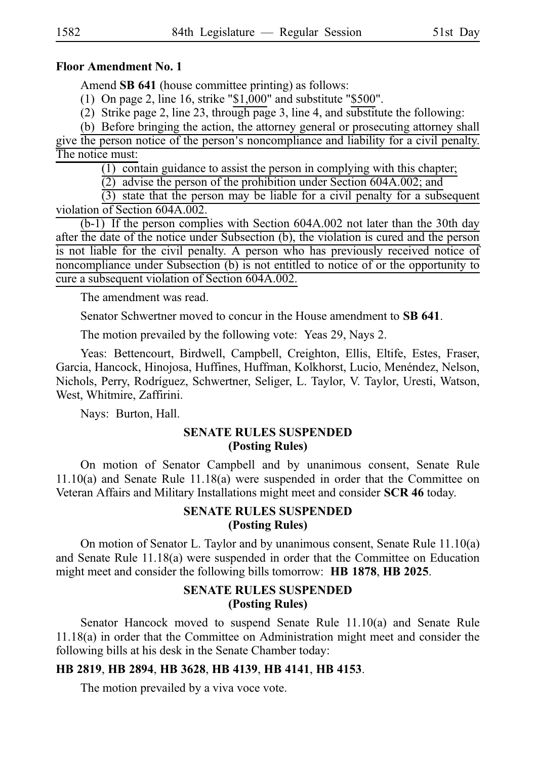**Floor Amendment No. 1**

Amend **SB 641** (house committee printing) as follows:

(1) On page 2, line 16, strike "$1,000" and substitute "$500".

(2) Strike page 2, line 23, through page 3, line 4, and substitute the following:

(b) Before bringing the action, the attorney general or prosecuting attorney shall give the person notice of the person's noncompliance and liability for a civil penalty. The notice must:

(1) contain guidance to assist the person in complying with this chapter;

(2) advise the person of the prohibition under Section 604A.002; and

(3) state that the person may be liable for a civil penalty for a subsequent violation of Section 604A.002.

(b-1) If the person complies with Section 604A.002 not later than the 30th day after the date of the notice under Subsection (b), the violation is cured and the person is not liable for the civil penalty. A person who has previously received notice of noncompliance under Subsection (b) is not entitled to notice of or the opportunity to cure a subsequent violation of Section 604A.002.

The amendment was read.

Senator Schwertner moved to concur in the House amendment to **SB 641**.

The motion prevailed by the following vote: Yeas 29, Nays 2.

Yeas: Bettencourt, Birdwell, Campbell, Creighton, Ellis, Eltife, Estes, Fraser, Garcia, Hancock, Hinojosa, Huffines, Huffman, Kolkhorst, Lucio, Menéndez, Nelson, Nichols, Perry, Rodríguez, Schwertner, Seliger, L. Taylor, V. Taylor, Uresti, Watson, West, Whitmire, Zaffirini.

Nays: Burton, Hall.

## SENATE RULES SUSPENDED (Posting Rules)

On motion of Senator Campbell and by unanimous consent, Senate Rule 11.10(a) and Senate Rule 11.18(a) were suspended in order that the Committee on Veteran Affairs and Military Installations might meet and consider **SCR 46** today.

## SENATE RULES SUSPENDED (Posting Rules)

On motion of Senator L. Taylor and by unanimous consent, Senate Rule 11.10(a) and Senate Rule 11.18(a) were suspended in order that the Committee on Education might meet and consider the following bills tomorrow: **HB 1878**, **HB 2025**.

## SENATE RULES SUSPENDED (Posting Rules)

Senator Hancock moved to suspend Senate Rule 11.10(a) and Senate Rule 11.18(a) in order that the Committee on Administration might meet and consider the following bills at his desk in the Senate Chamber today:

**HB 2819**, **HB 2894**, **HB 3628**, **HB 4139**, **HB 4141**, **HB 4153**.

The motion prevailed by a viva voce vote.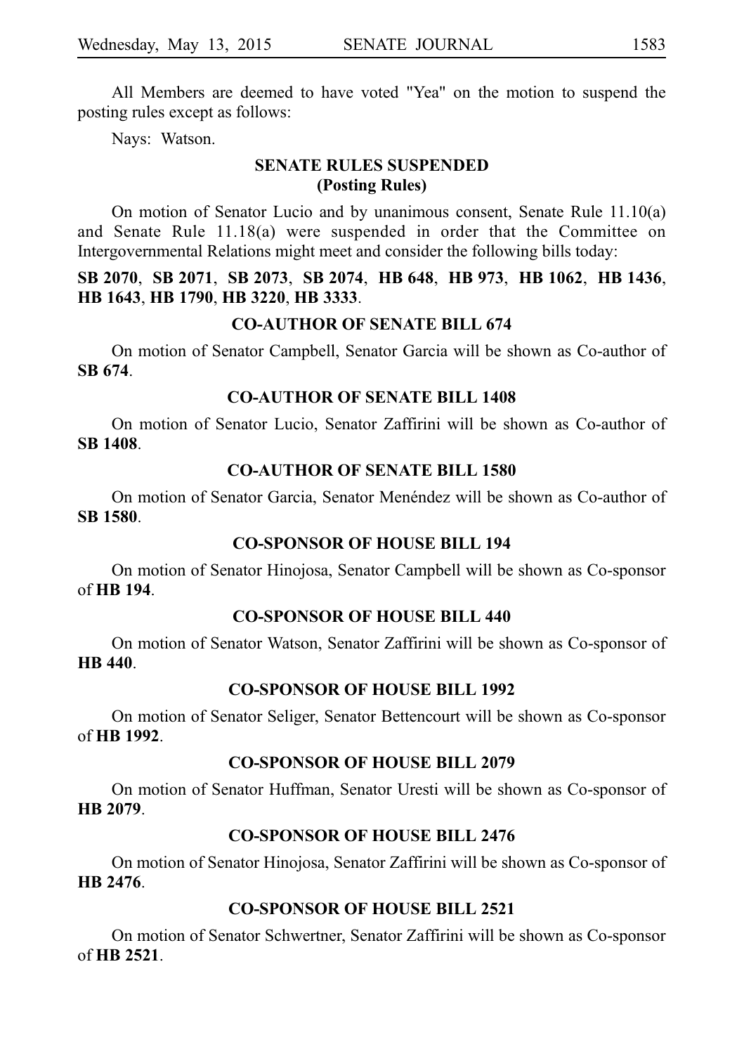All Members are deemed to have voted "Yea" on the motion to suspend the posting rules except as follows:

Nays: Watson.

## SENATE RULES SUSPENDED (Posting Rules)

On motion of Senator Lucio and by unanimous consent, Senate Rule 11.10(a) and Senate Rule 11.18(a) were suspended in order that the Committee on Intergovernmental Relations might meet and consider the following bills today:

**SB 2070**, **SB 2071**, **SB 2073**, **SB 2074**, **HB 648**, **HB 973**, **HB 1062**, **HB 1436**, **HB 1643**, **HB 1790**, **HB 3220**, **HB 3333**.

## CO-AUTHOR OF SENATE BILL 674

On motion of Senator Campbell, Senator Garcia will be shown as Co-author of **SB 674**.

## CO-AUTHOR OF SENATE BILL 1408

On motion of Senator Lucio, Senator Zaffirini will be shown as Co-author of **SB 1408**.

## CO-AUTHOR OF SENATE BILL 1580

On motion of Senator Garcia, Senator Menéndez will be shown as Co-author of **SB 1580**.

## CO-SPONSOR OF HOUSE BILL 194

On motion of Senator Hinojosa, Senator Campbell will be shown as Co-sponsor of **HB 194**.

## CO-SPONSOR OF HOUSE BILL 440

On motion of Senator Watson, Senator Zaffirini will be shown as Co-sponsor of **HB 440**.

## CO-SPONSOR OF HOUSE BILL 1992

On motion of Senator Seliger, Senator Bettencourt will be shown as Co-sponsor of **HB 1992**.

## CO-SPONSOR OF HOUSE BILL 2079

On motion of Senator Huffman, Senator Uresti will be shown as Co-sponsor of **HB 2079**.

## CO-SPONSOR OF HOUSE BILL 2476

On motion of Senator Hinojosa, Senator Zaffirini will be shown as Co-sponsor of **HB 2476**.

## CO-SPONSOR OF HOUSE BILL 2521

On motion of Senator Schwertner, Senator Zaffirini will be shown as Co-sponsor of **HB 2521**.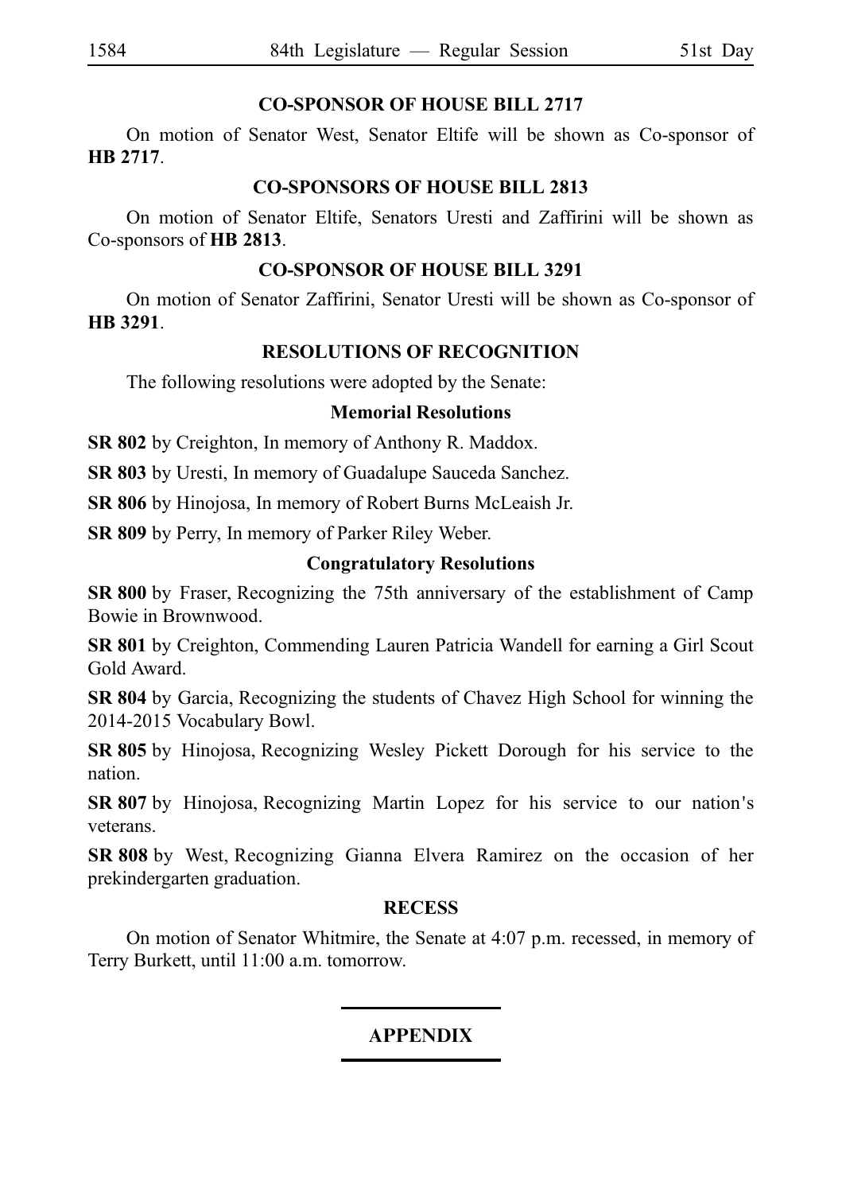## CO-SPONSOR OF HOUSE BILL 2717

On motion of Senator West, Senator Eltife will be shown as Co-sponsor of **HB 2717**.

## CO-SPONSORS OF HOUSE BILL 2813

On motion of Senator Eltife, Senators Uresti and Zaffirini will be shown as Co-sponsors of **HB 2813**.

## CO-SPONSOR OF HOUSE BILL 3291

On motion of Senator Zaffirini, Senator Uresti will be shown as Co-sponsor of **HB 3291**.

## RESOLUTIONS OF RECOGNITION

The following resolutions were adopted by the Senate:

### Memorial Resolutions

**SR 802** by Creighton, In memory of Anthony R. Maddox.

**SR 803** by Uresti, In memory of Guadalupe Sauceda Sanchez.

**SR 806** by Hinojosa, In memory of Robert Burns McLeaish Jr.

**SR 809** by Perry, In memory of Parker Riley Weber.

### Congratulatory Resolutions

**SR 800** by Fraser, Recognizing the 75th anniversary of the establishment of Camp Bowie in Brownwood.

**SR 801** by Creighton, Commending Lauren Patricia Wandell for earning a Girl Scout Gold Award.

**SR 804** by Garcia, Recognizing the students of Chavez High School for winning the 2014-2015 Vocabulary Bowl.

**SR 805** by Hinojosa, Recognizing Wesley Pickett Dorough for his service to the nation.

**SR 807** by Hinojosa, Recognizing Martin Lopez for his service to our nation's veterans.

**SR 808** by West, Recognizing Gianna Elvera Ramirez on the occasion of her prekindergarten graduation.

## RECESS

On motion of Senator Whitmire, the Senate at 4:07 p.m. recessed, in memory of Terry Burkett, until 11:00 a.m. tomorrow.

---

## APPENDIX

---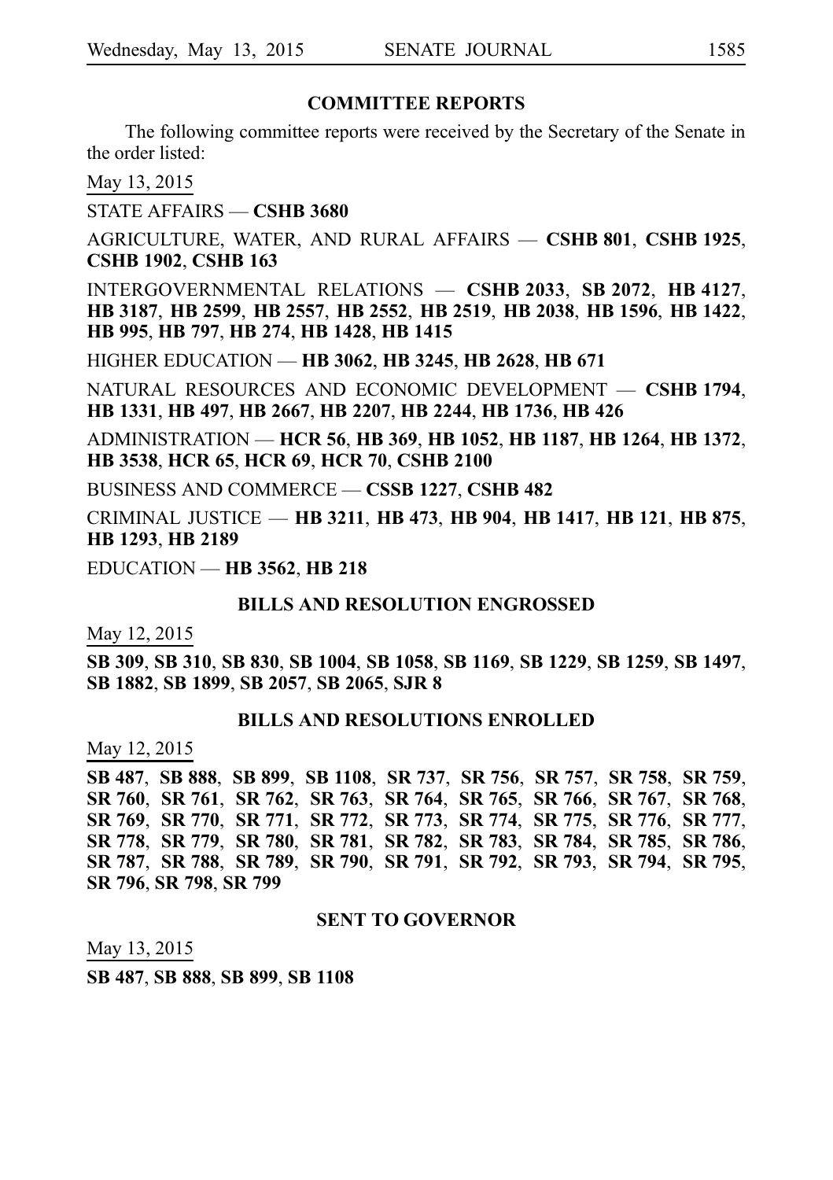## COMMITTEE REPORTS

The following committee reports were received by the Secretary of the Senate in the order listed:

May 13, 2015

STATE AFFAIRS — **CSHB 3680**

AGRICULTURE, WATER, AND RURAL AFFAIRS — **CSHB 801**, **CSHB 1925**, **CSHB 1902**, **CSHB 163**

INTERGOVERNMENTAL RELATIONS — **CSHB 2033**, **SB 2072**, **HB 4127**, **HB 3187**, **HB 2599**, **HB 2557**, **HB 2552**, **HB 2519**, **HB 2038**, **HB 1596**, **HB 1422**, **HB 995**, **HB 797**, **HB 274**, **HB 1428**, **HB 1415**

HIGHER EDUCATION — **HB 3062**, **HB 3245**, **HB 2628**, **HB 671**

NATURAL RESOURCES AND ECONOMIC DEVELOPMENT — **CSHB 1794**, **HB 1331**, **HB 497**, **HB 2667**, **HB 2207**, **HB 2244**, **HB 1736**, **HB 426**

ADMINISTRATION — **HCR 56**, **HB 369**, **HB 1052**, **HB 1187**, **HB 1264**, **HB 1372**, **HB 3538**, **HCR 65**, **HCR 69**, **HCR 70**, **CSHB 2100**

BUSINESS AND COMMERCE — **CSSB 1227**, **CSHB 482**

CRIMINAL JUSTICE — **HB 3211**, **HB 473**, **HB 904**, **HB 1417**, **HB 121**, **HB 875**, **HB 1293**, **HB 2189**

EDUCATION — **HB 3562**, **HB 218**

## BILLS AND RESOLUTION ENGROSSED

May 12, 2015

**SB 309**, **SB 310**, **SB 830**, **SB 1004**, **SB 1058**, **SB 1169**, **SB 1229**, **SB 1259**, **SB 1497**, **SB 1882**, **SB 1899**, **SB 2057**, **SB 2065**, **SJR 8**

## BILLS AND RESOLUTIONS ENROLLED

May 12, 2015

**SB 487**, **SB 888**, **SB 899**, **SB 1108**, **SR 737**, **SR 756**, **SR 757**, **SR 758**, **SR 759**, **SR 760**, **SR 761**, **SR 762**, **SR 763**, **SR 764**, **SR 765**, **SR 766**, **SR 767**, **SR 768**, **SR 769**, **SR 770**, **SR 771**, **SR 772**, **SR 773**, **SR 774**, **SR 775**, **SR 776**, **SR 777**, **SR 778**, **SR 779**, **SR 780**, **SR 781**, **SR 782**, **SR 783**, **SR 784**, **SR 785**, **SR 786**, **SR 787**, **SR 788**, **SR 789**, **SR 790**, **SR 791**, **SR 792**, **SR 793**, **SR 794**, **SR 795**, **SR 796**, **SR 798**, **SR 799**

## SENT TO GOVERNOR

May 13, 2015

**SB 487**, **SB 888**, **SB 899**, **SB 1108**